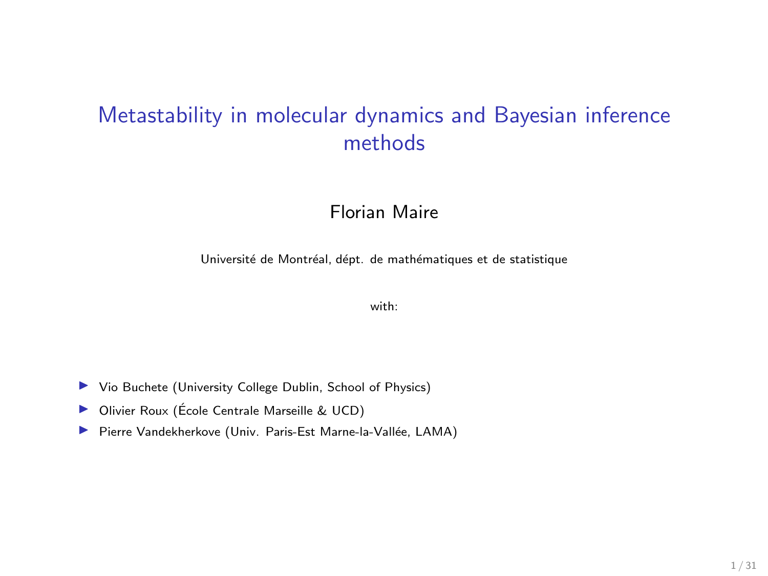# Metastability in molecular dynamics and Bayesian inference methods

Florian Maire

Université de Montréal, dépt. de mathématiques et de statistique

with:

- Vio Buchete (University College Dublin, School of Physics)
- Olivier Roux (École Centrale Marseille & UCD)
- Pierre Vandekherkove (Univ. Paris-Est Marne-la-Vallée, LAMA)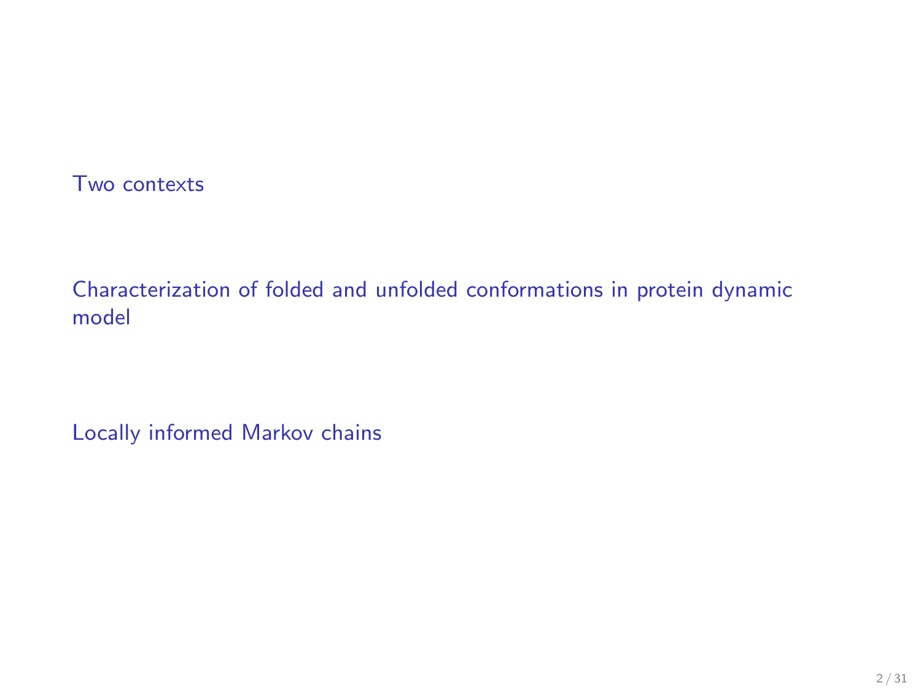Two contexts

Characterization of folded and unfolded conformations in protein dynamic model

Locally informed Markov chains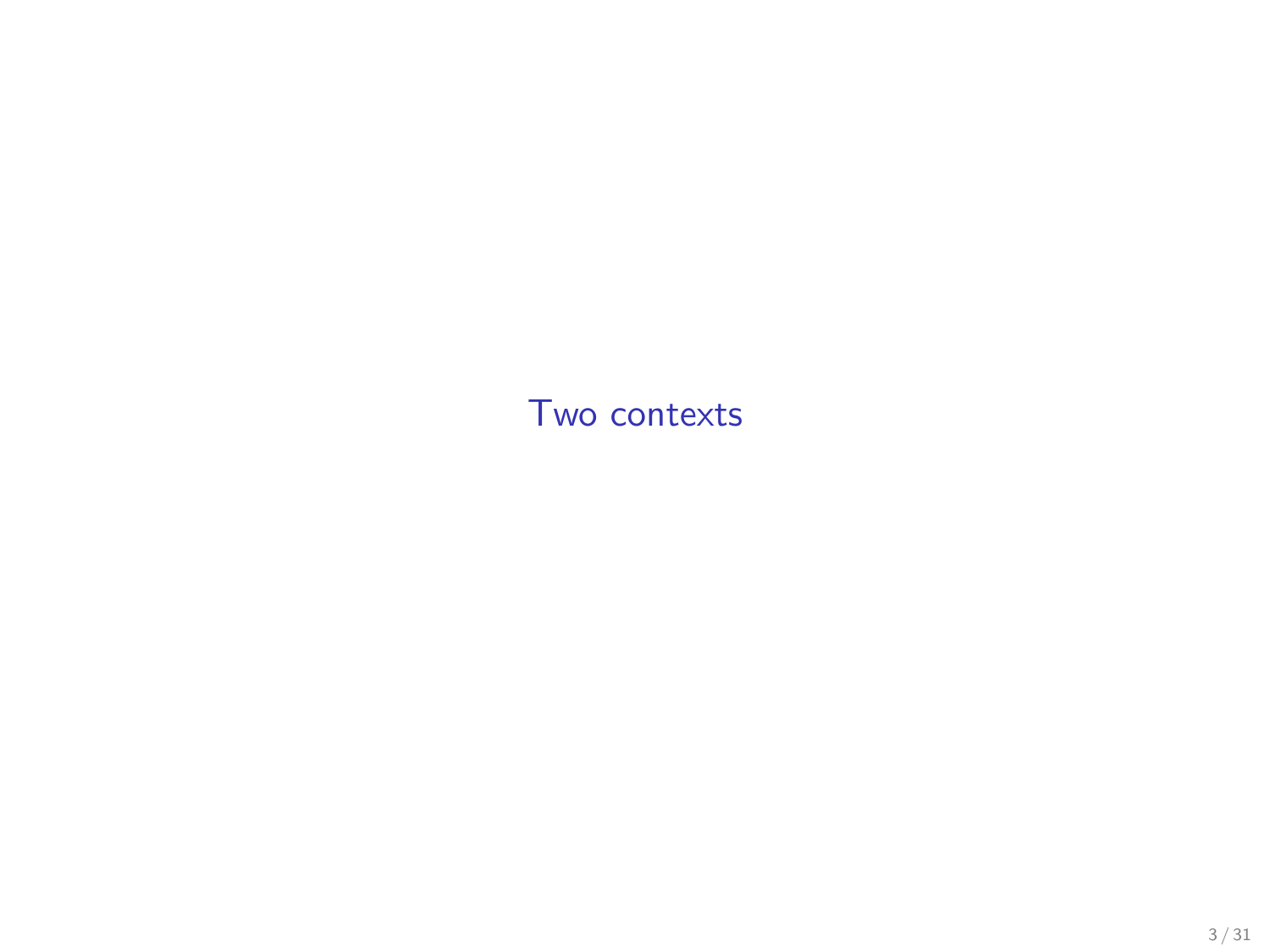# Two contexts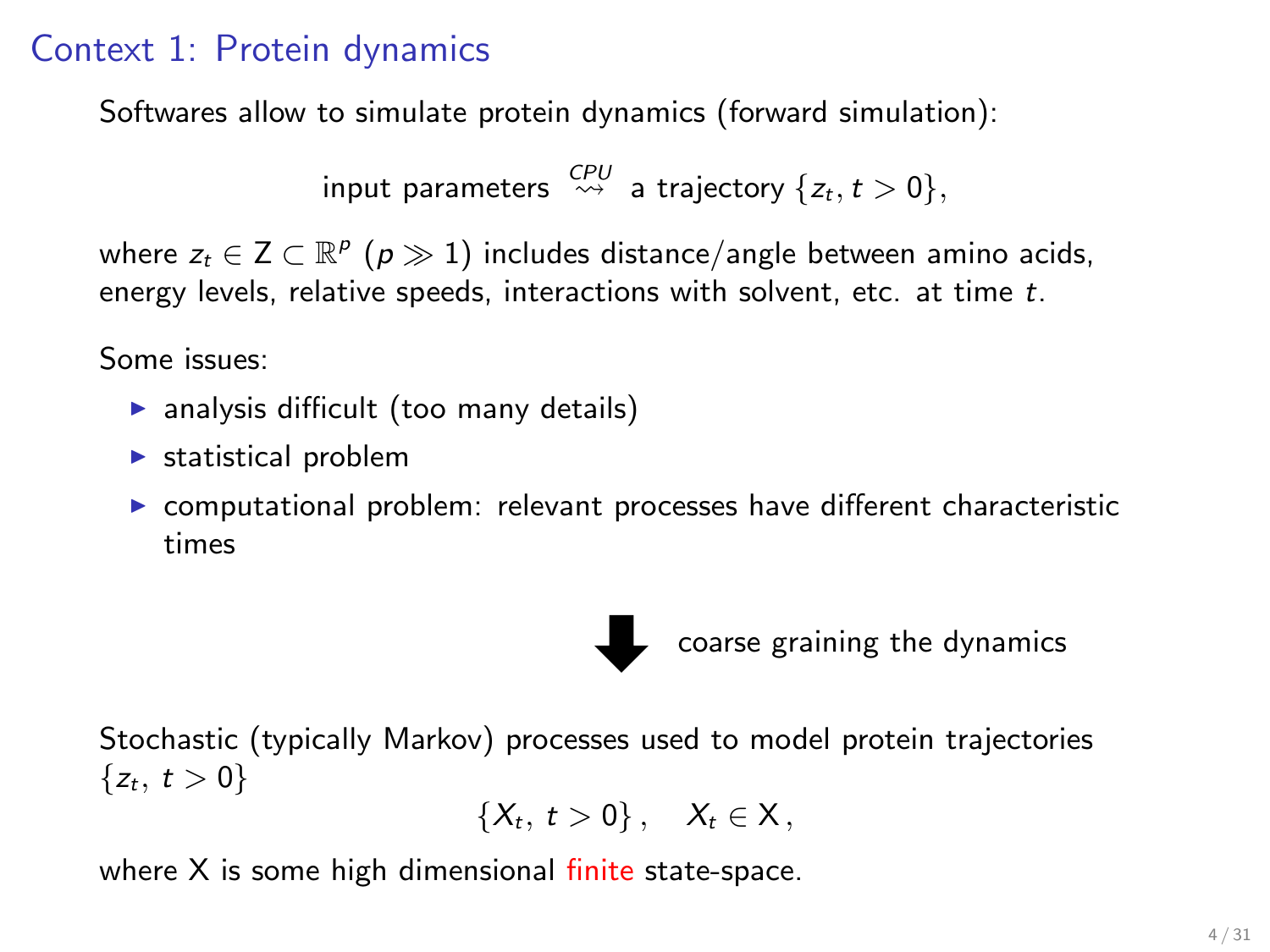## Context 1: Protein dynamics

Softwares allow to simulate protein dynamics (forward simulation):

$$\text{input parameters} \overset{CPU}{\rightsquigarrow} \text{a trajectory } \{z_t, t > 0\},$$

where $z_t \in \mathsf{Z} \subset \mathbb{R}^p$ ($p \gg 1$) includes distance/angle between amino acids, energy levels, relative speeds, interactions with solvent, etc. at time $t$.

Some issues:

- analysis difficult (too many details)
- statistical problem
- computational problem: relevant processes have different characteristic times

⬇ coarse graining the dynamics

Stochastic (typically Markov) processes used to model protein trajectories $\{z_t,\ t > 0\}$

$$\{X_t,\ t > 0\}\,, \quad X_t \in \mathsf{X}\,,$$

where $\mathsf{X}$ is some high dimensional finite state-space.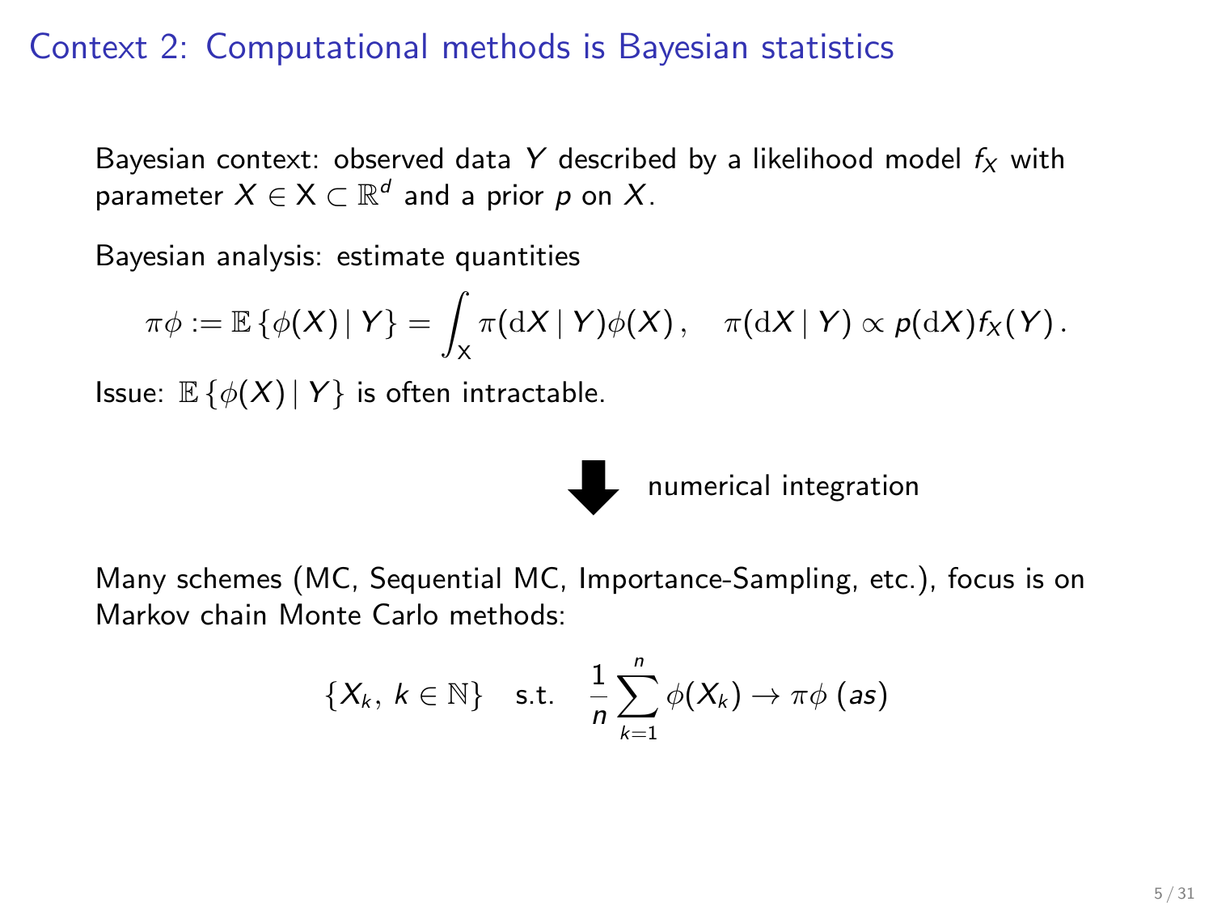## Context 2: Computational methods is Bayesian statistics

Bayesian context: observed data $Y$ described by a likelihood model $f_X$ with parameter $X \in \mathsf{X} \subset \mathbb{R}^d$ and a prior $p$ on $X$.

Bayesian analysis: estimate quantities

$$\pi\phi := \mathbb{E}\left\{\phi(X) \,|\, Y\right\} = \int_{\mathsf{X}} \pi(\mathrm{d}X \,|\, Y)\phi(X)\,, \quad \pi(\mathrm{d}X \,|\, Y) \propto p(\mathrm{d}X) f_X(Y)\,.$$

Issue: $\mathbb{E}\left\{\phi(X) \,|\, Y\right\}$ is often intractable.

numerical integration

Many schemes (MC, Sequential MC, Importance-Sampling, etc.), focus is on Markov chain Monte Carlo methods:

$$\{X_k,\, k \in \mathbb{N}\} \quad \text{s.t.} \quad \frac{1}{n}\sum_{k=1}^{n} \phi(X_k) \to \pi\phi \ (as)$$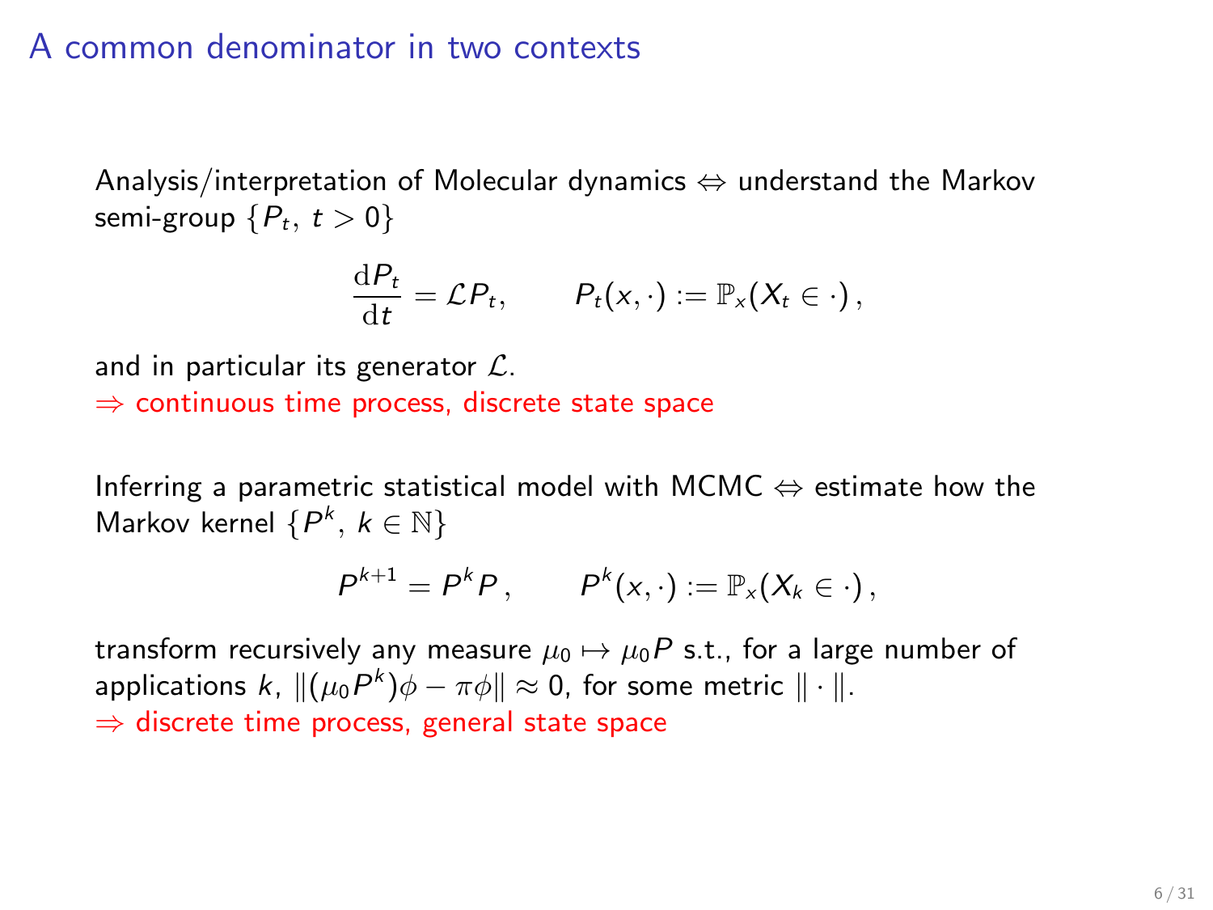# A common denominator in two contexts

Analysis/interpretation of Molecular dynamics $\Leftrightarrow$ understand the Markov semi-group $\{P_t,\ t > 0\}$

$$\frac{\mathrm{d}P_t}{\mathrm{d}t} = \mathcal{L}P_t, \qquad P_t(x, \cdot) := \mathbb{P}_x(X_t \in \cdot)\,,$$

and in particular its generator $\mathcal{L}$.

$\Rightarrow$ continuous time process, discrete state space

Inferring a parametric statistical model with MCMC $\Leftrightarrow$ estimate how the Markov kernel $\{P^k,\ k \in \mathbb{N}\}$

$$P^{k+1} = P^k P\,, \qquad P^k(x, \cdot) := \mathbb{P}_x(X_k \in \cdot)\,,$$

transform recursively any measure $\mu_0 \mapsto \mu_0 P$ s.t., for a large number of applications $k$, $\|(\mu_0 P^k)\phi - \pi\phi\| \approx 0$, for some metric $\|\cdot\|$.

$\Rightarrow$ discrete time process, general state space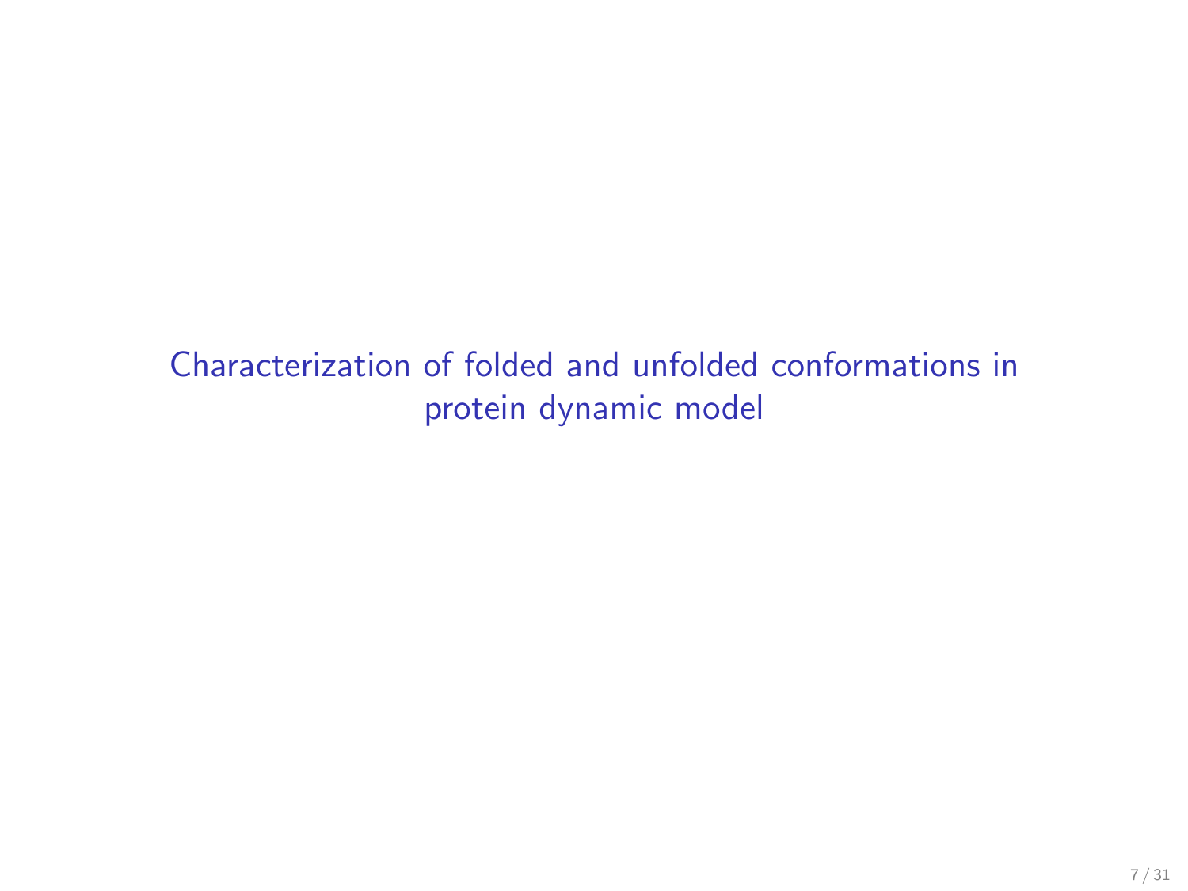# Characterization of folded and unfolded conformations in protein dynamic model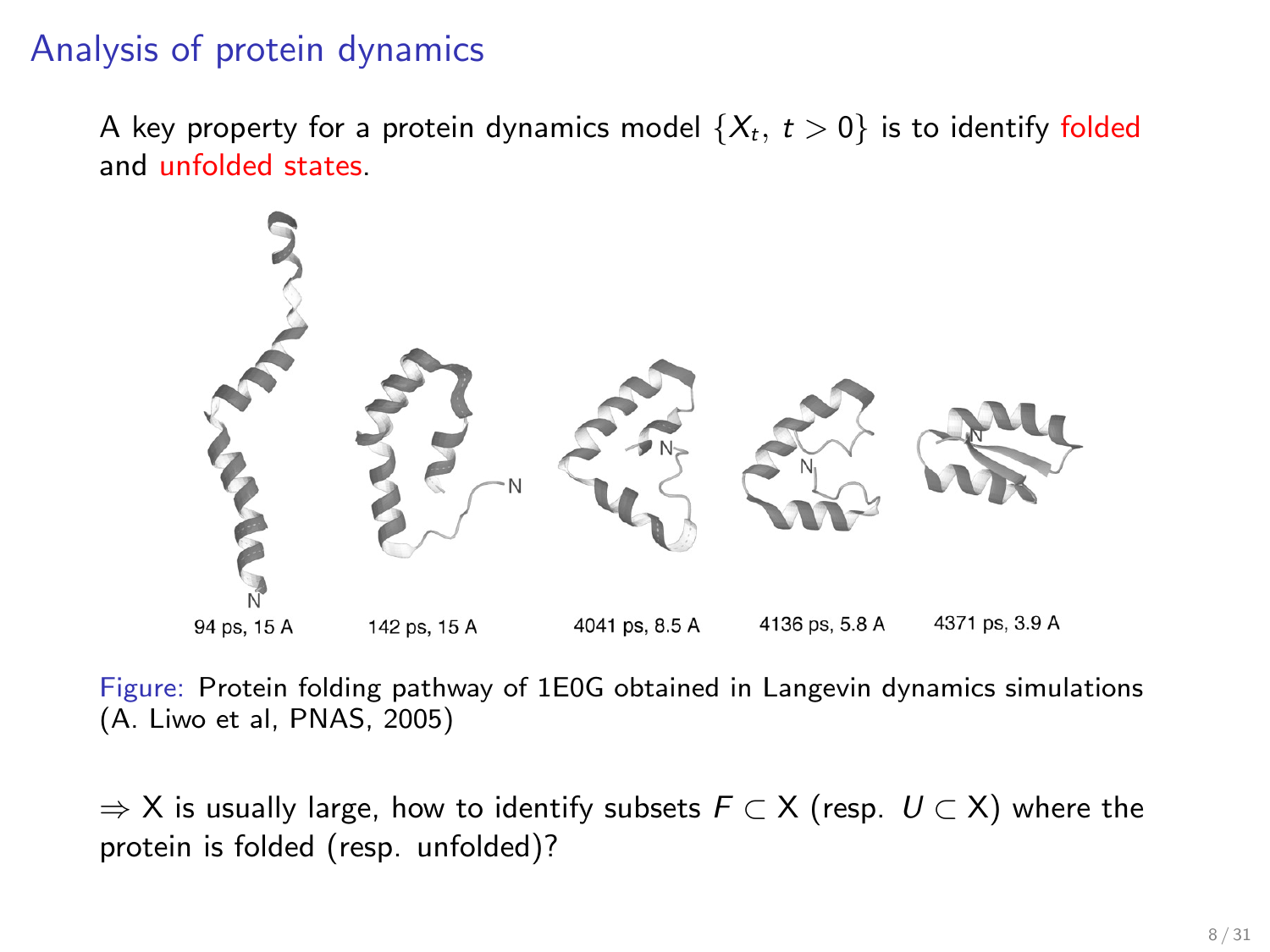# Analysis of protein dynamics

A key property for a protein dynamics model $\{X_t,\ t > 0\}$ is to identify folded and unfolded states.

94 ps, 15 A

142 ps, 15 A

4041 ps, 8.5 A

4136 ps, 5.8 A

4371 ps, 3.9 A

Figure: Protein folding pathway of 1E0G obtained in Langevin dynamics simulations (A. Liwo et al, PNAS, 2005)

$\Rightarrow$ X is usually large, how to identify subsets $F \subset \mathrm{X}$ (resp. $U \subset \mathrm{X}$) where the protein is folded (resp. unfolded)?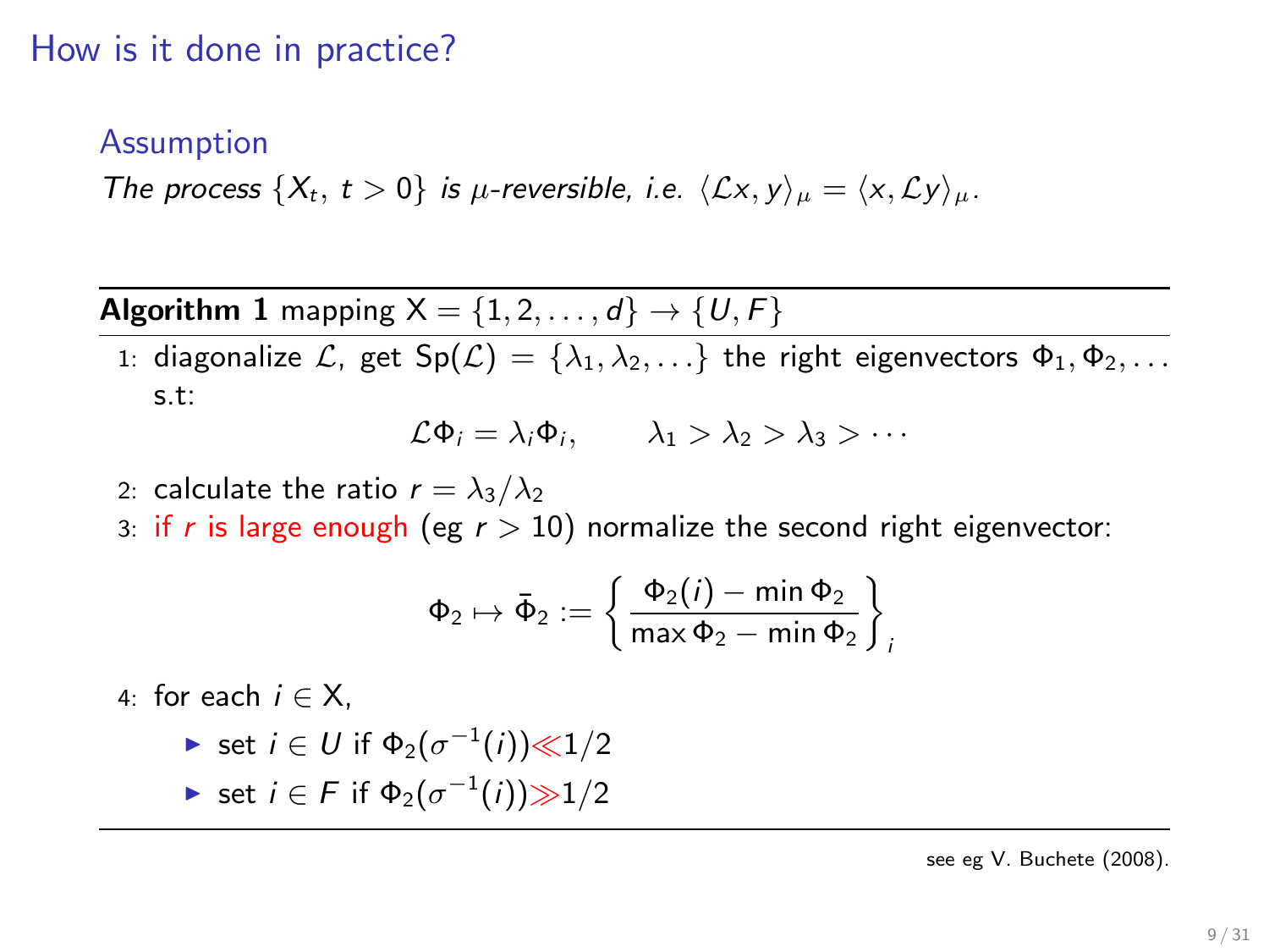# How is it done in practice?

## Assumption

*The process $\{X_t,\ t > 0\}$ is $\mu$-reversible, i.e. $\langle \mathcal{L}x, y\rangle_\mu = \langle x, \mathcal{L}y\rangle_\mu$.*

---

**Algorithm 1** mapping $\mathsf{X} = \{1, 2, \ldots, d\} \to \{U, F\}$

---

1: diagonalize $\mathcal{L}$, get $\mathrm{Sp}(\mathcal{L}) = \{\lambda_1, \lambda_2, \ldots\}$ the right eigenvectors $\Phi_1, \Phi_2, \ldots$ s.t:

$$\mathcal{L}\Phi_i = \lambda_i \Phi_i, \qquad \lambda_1 > \lambda_2 > \lambda_3 > \cdots$$

2: calculate the ratio $r = \lambda_3/\lambda_2$

3: if $r$ is large enough (eg $r > 10$) normalize the second right eigenvector:

$$\Phi_2 \mapsto \bar{\Phi}_2 := \left\{ \frac{\Phi_2(i) - \min \Phi_2}{\max \Phi_2 - \min \Phi_2} \right\}_i$$

4: for each $i \in \mathsf{X}$,

- set $i \in U$ if $\Phi_2(\sigma^{-1}(i)) \ll 1/2$
- set $i \in F$ if $\Phi_2(\sigma^{-1}(i)) \gg 1/2$

---

see eg V. Buchete (2008).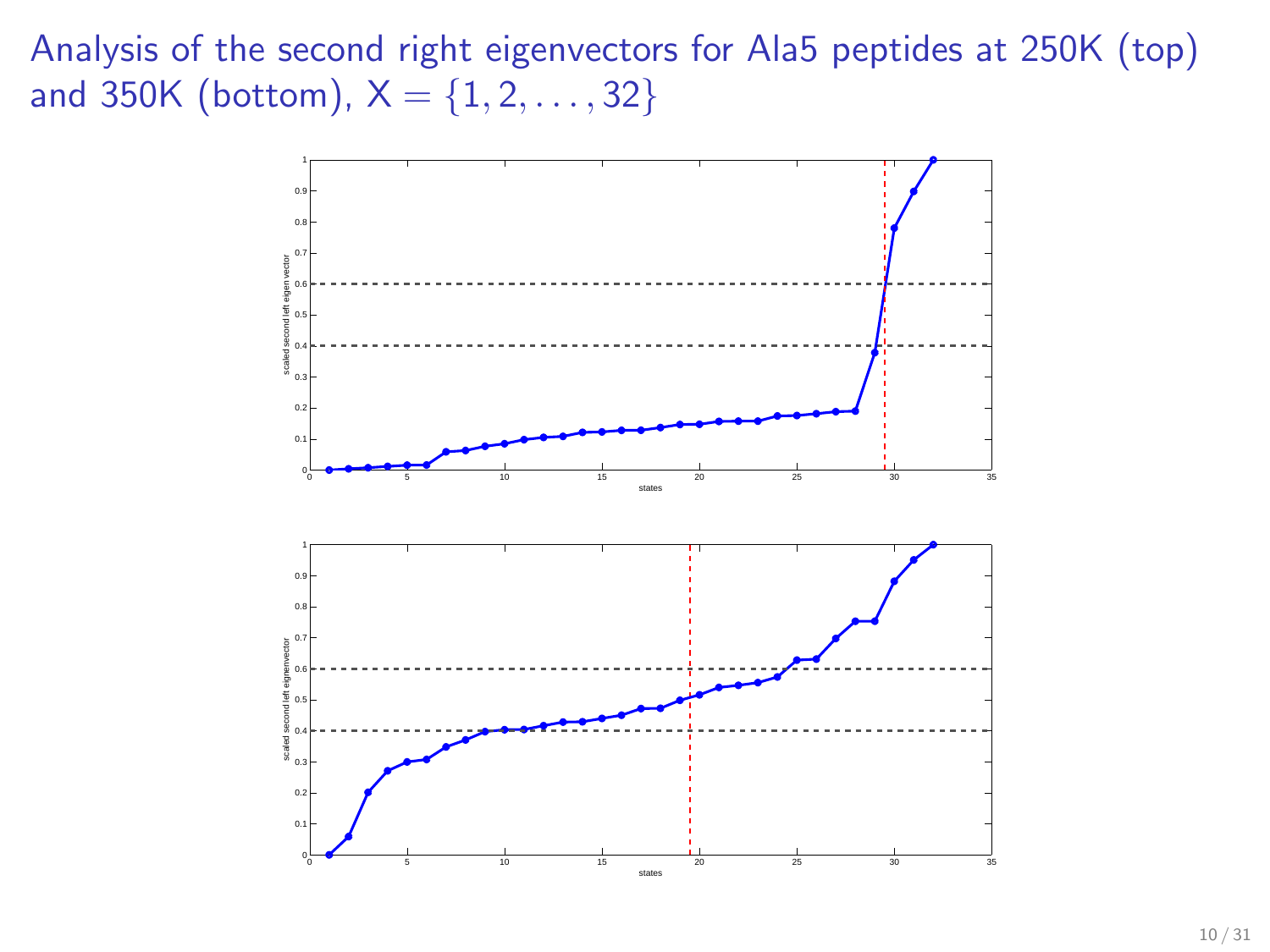# Analysis of the second right eigenvectors for Ala5 peptides at 250K (top) and 350K (bottom), $X = \{1, 2, \ldots, 32\}$

scaled second left eigen vector

1
0.9
0.8
0.7
0.6
0.5
0.4
0.3
0.2
0.1
0

0 5 10 15 20 25 30 35

states

scaled second left eigenvector

1
0.9
0.8
0.7
0.6
0.5
0.4
0.3
0.2
0.1
0

0 5 10 15 20 25 30 35

states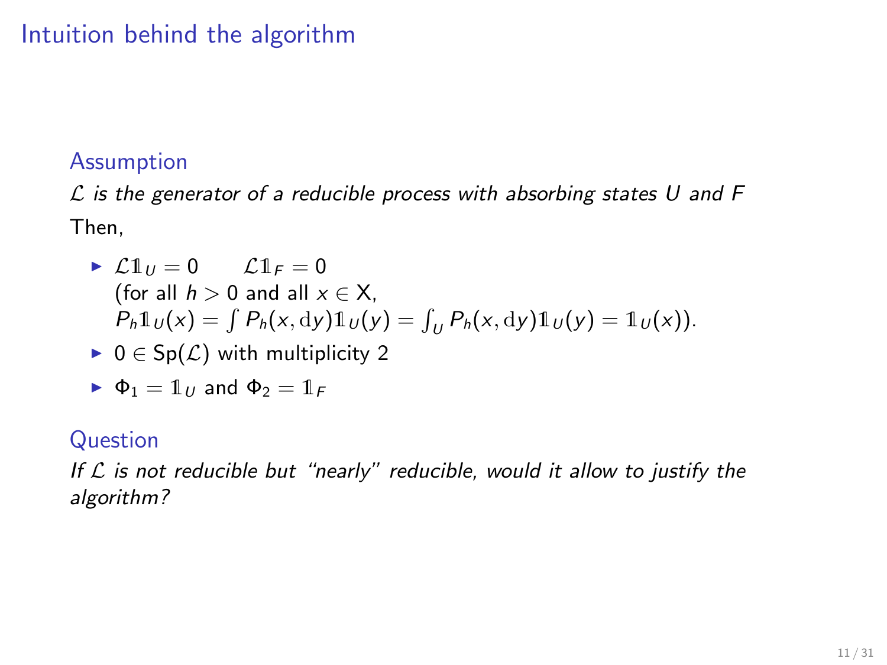# Intuition behind the algorithm

### Assumption

*$\mathcal{L}$ is the generator of a reducible process with absorbing states $U$ and $F$*

Then,

- $\mathcal{L}\mathbb{1}_U = 0 \qquad \mathcal{L}\mathbb{1}_F = 0$
  (for all $h > 0$ and all $x \in \mathsf{X}$,
  $P_h \mathbb{1}_U(x) = \int P_h(x, \mathrm{d}y)\mathbb{1}_U(y) = \int_U P_h(x, \mathrm{d}y)\mathbb{1}_U(y) = \mathbb{1}_U(x)$).
- $0 \in \mathsf{Sp}(\mathcal{L})$ with multiplicity 2
- $\Phi_1 = \mathbb{1}_U$ and $\Phi_2 = \mathbb{1}_F$

### Question

*If $\mathcal{L}$ is not reducible but "nearly" reducible, would it allow to justify the algorithm?*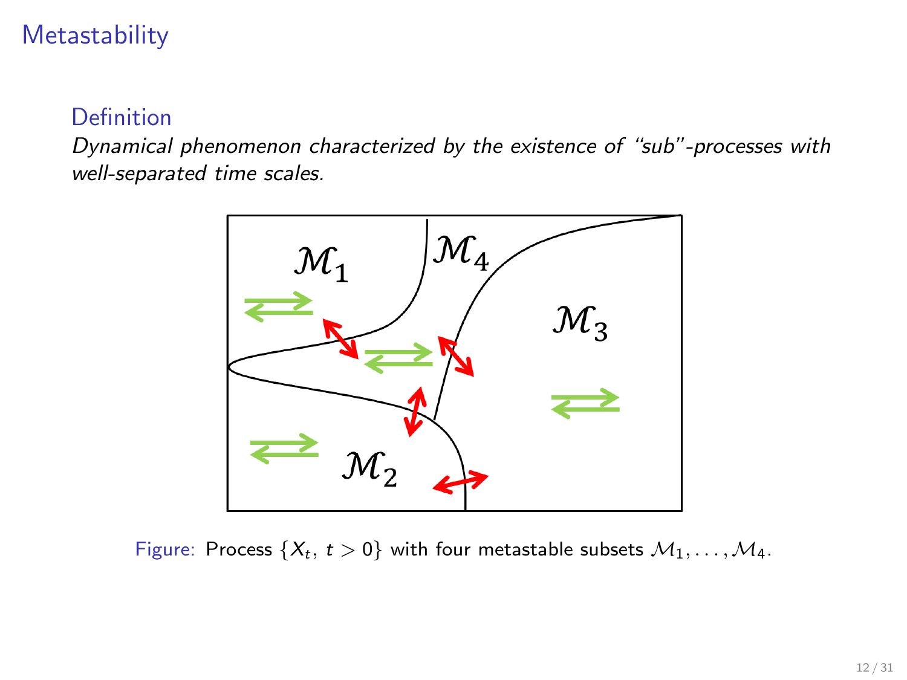# Metastability

## Definition

*Dynamical phenomenon characterized by the existence of "sub"-processes with well-separated time scales.*

$\mathcal{M}_1$

$\mathcal{M}_4$

$\mathcal{M}_3$

$\mathcal{M}_2$

Figure: Process $\{X_t,\ t > 0\}$ with four metastable subsets $\mathcal{M}_1, \ldots, \mathcal{M}_4$.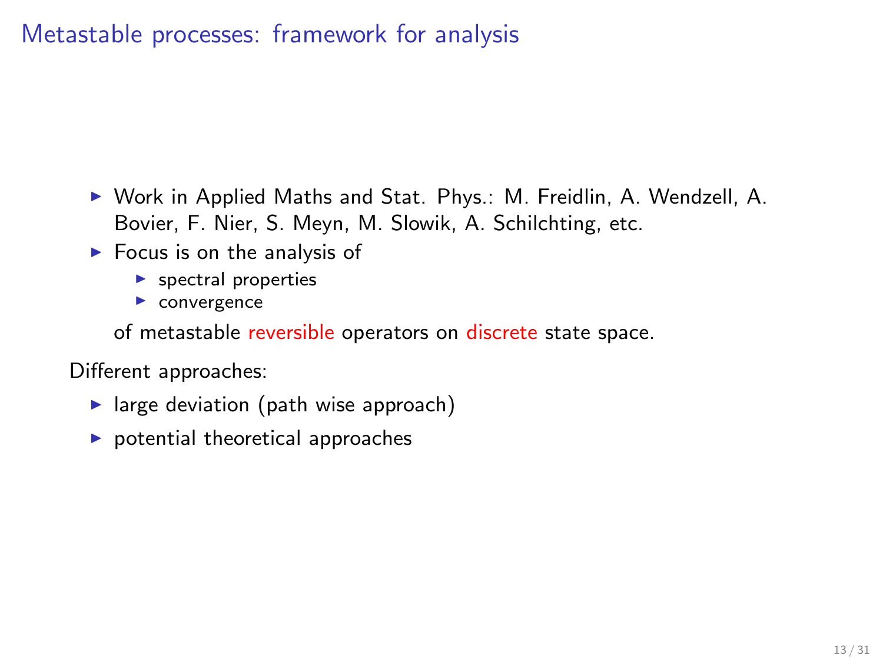# Metastable processes: framework for analysis

- Work in Applied Maths and Stat. Phys.: M. Freidlin, A. Wendzell, A. Bovier, F. Nier, S. Meyn, M. Slowik, A. Schilchting, etc.
- Focus is on the analysis of
  - spectral properties
  - convergence

  of metastable reversible operators on discrete state space.

Different approaches:

- large deviation (path wise approach)
- potential theoretical approaches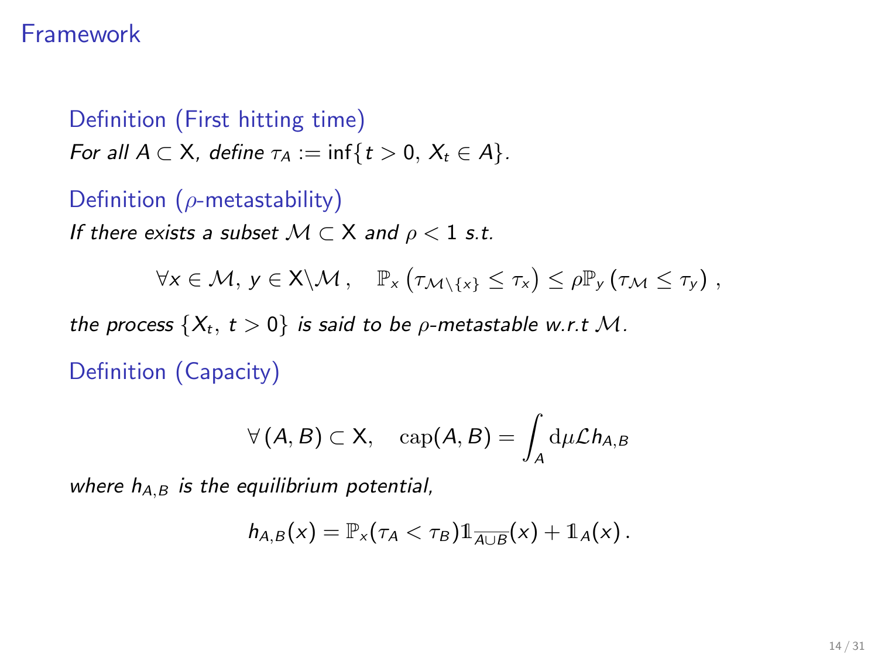# Framework

**Definition (First hitting time)**

*For all $A \subset \mathsf{X}$, define $\tau_A := \inf\{t > 0,\ X_t \in A\}$.*

**Definition ($\rho$-metastability)**

*If there exists a subset $\mathcal{M} \subset \mathsf{X}$ and $\rho < 1$ s.t.*

$$\forall x \in \mathcal{M},\ y \in \mathsf{X}\backslash\mathcal{M}\,, \quad \mathbb{P}_x\left(\tau_{\mathcal{M}\backslash\{x\}} \le \tau_x\right) \le \rho\mathbb{P}_y\left(\tau_{\mathcal{M}} \le \tau_y\right)\,,$$

*the process $\{X_t,\ t > 0\}$ is said to be $\rho$-metastable w.r.t $\mathcal{M}$.*

**Definition (Capacity)**

$$\forall\,(A, B) \subset \mathsf{X}, \quad \mathrm{cap}(A, B) = \int_A \mathrm{d}\mu\mathcal{L}h_{A,B}$$

*where $h_{A,B}$ is the equilibrium potential,*

$$h_{A,B}(x) = \mathbb{P}_x(\tau_A < \tau_B)\mathbb{1}_{\overline{A\cup B}}(x) + \mathbb{1}_A(x)\,.$$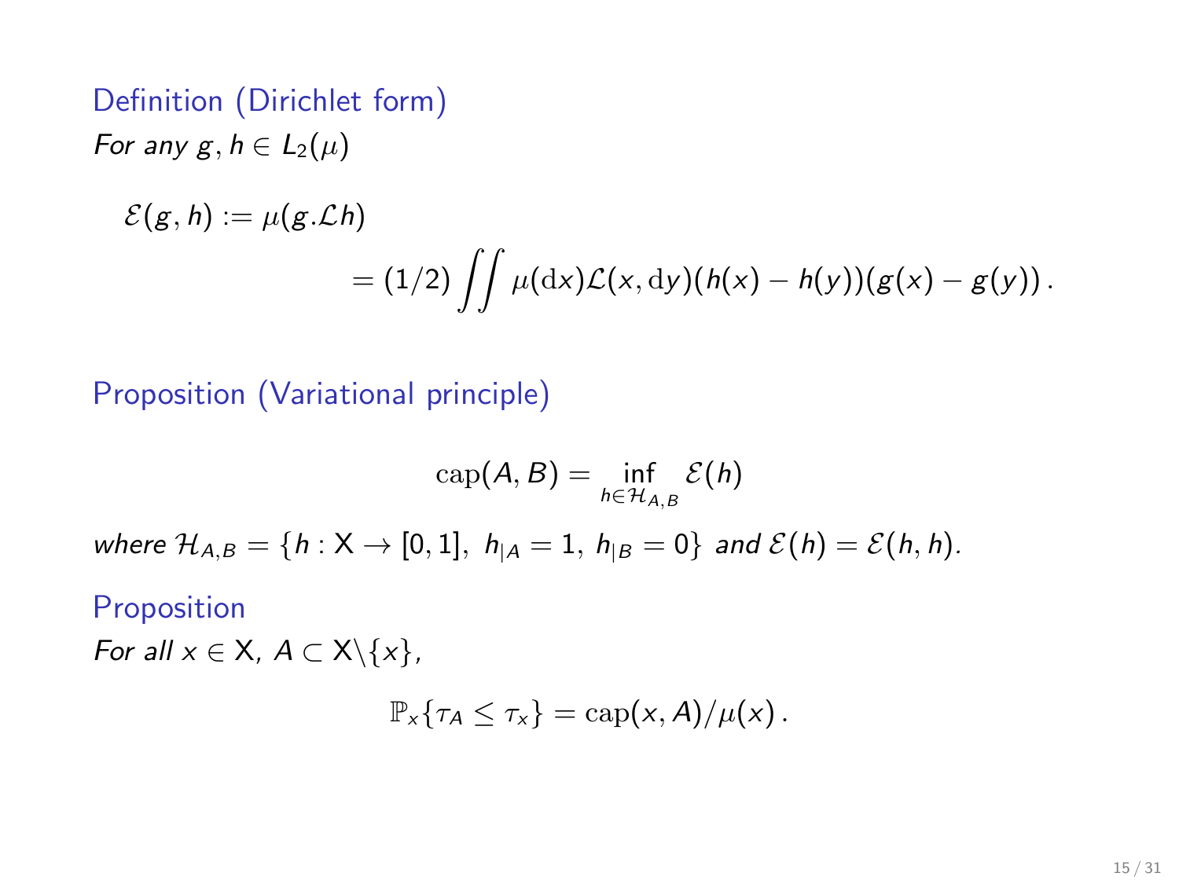Definition (Dirichlet form)

*For any* $g, h \in L_2(\mu)$

$$
\begin{aligned}
\mathcal{E}(g,h) &:= \mu(g.\mathcal{L}h) \\
&= (1/2) \iint \mu(\mathrm{d}x)\mathcal{L}(x,\mathrm{d}y)(h(x)-h(y))(g(x)-g(y))\,.
\end{aligned}
$$

Proposition (Variational principle)

$$
\mathrm{cap}(A,B) = \inf_{h \in \mathcal{H}_{A,B}} \mathcal{E}(h)
$$

*where* $\mathcal{H}_{A,B} = \{h : \mathsf{X} \to [0,1],\ h_{|A} = 1,\ h_{|B} = 0\}$ *and* $\mathcal{E}(h) = \mathcal{E}(h,h)$.

Proposition

*For all* $x \in \mathsf{X}$, $A \subset \mathsf{X}\backslash\{x\}$,

$$
\mathbb{P}_x\{\tau_A \le \tau_x\} = \mathrm{cap}(x,A)/\mu(x)\,.
$$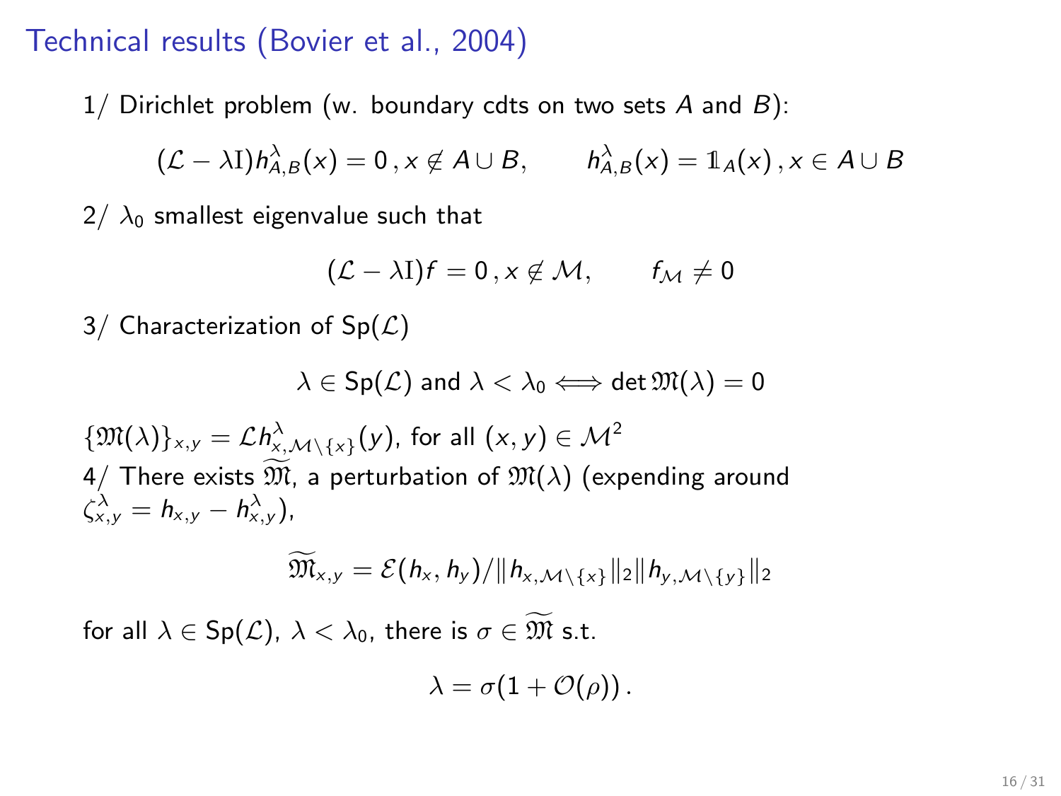# Technical results (Bovier et al., 2004)

1/ Dirichlet problem (w. boundary cdts on two sets $A$ and $B$):

$$(\mathcal{L} - \lambda \mathrm{I}) h^{\lambda}_{A,B}(x) = 0\,, x \notin A \cup B, \qquad h^{\lambda}_{A,B}(x) = \mathbb{1}_A(x)\,, x \in A \cup B$$

2/ $\lambda_0$ smallest eigenvalue such that

$$(\mathcal{L} - \lambda \mathrm{I}) f = 0\,, x \notin \mathcal{M}, \qquad f_{\mathcal{M}} \neq 0$$

3/ Characterization of $\mathsf{Sp}(\mathcal{L})$

$$\lambda \in \mathsf{Sp}(\mathcal{L}) \text{ and } \lambda < \lambda_0 \Longleftrightarrow \det \mathfrak{M}(\lambda) = 0$$

$\{\mathfrak{M}(\lambda)\}_{x,y} = \mathcal{L} h^{\lambda}_{x,\mathcal{M}\setminus\{x\}}(y)$, for all $(x, y) \in \mathcal{M}^2$

4/ There exists $\widetilde{\mathfrak{M}}$, a perturbation of $\mathfrak{M}(\lambda)$ (expending around $\zeta^{\lambda}_{x,y} = h_{x,y} - h^{\lambda}_{x,y}$),

$$\widetilde{\mathfrak{M}}_{x,y} = \mathcal{E}(h_x, h_y) / \| h_{x,\mathcal{M}\setminus\{x\}} \|_2 \| h_{y,\mathcal{M}\setminus\{y\}} \|_2$$

for all $\lambda \in \mathsf{Sp}(\mathcal{L})$, $\lambda < \lambda_0$, there is $\sigma \in \widetilde{\mathfrak{M}}$ s.t.

$$\lambda = \sigma(1 + \mathcal{O}(\rho))\,.$$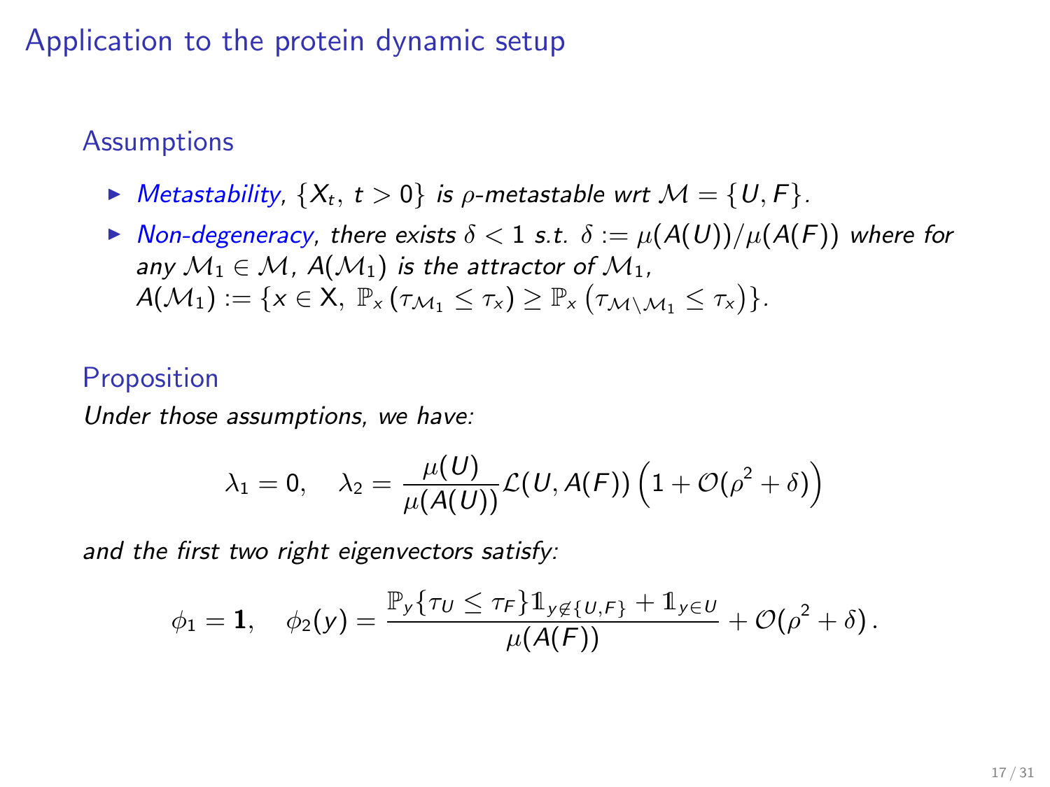# Application to the protein dynamic setup

## Assumptions

- *Metastability*, $\{X_t,\ t > 0\}$ *is $\rho$-metastable wrt $\mathcal{M} = \{U, F\}$.*
- *Non-degeneracy*, *there exists $\delta < 1$ s.t. $\delta := \mu(A(U))/\mu(A(F))$ where for any $\mathcal{M}_1 \in \mathcal{M}$, $A(\mathcal{M}_1)$ is the attractor of $\mathcal{M}_1$,*
  $A(\mathcal{M}_1) := \{x \in \mathsf{X},\ \mathbb{P}_x\left(\tau_{\mathcal{M}_1} \leq \tau_x\right) \geq \mathbb{P}_x\left(\tau_{\mathcal{M}\setminus\mathcal{M}_1} \leq \tau_x\right)\}$.

## Proposition

*Under those assumptions, we have:*

$$\lambda_1 = 0, \quad \lambda_2 = \frac{\mu(U)}{\mu(A(U))}\mathcal{L}(U, A(F))\left(1 + \mathcal{O}(\rho^2 + \delta)\right)$$

*and the first two right eigenvectors satisfy:*

$$\phi_1 = \mathbf{1}, \quad \phi_2(y) = \frac{\mathbb{P}_y\{\tau_U \leq \tau_F\}\mathbb{1}_{y \notin \{U,F\}} + \mathbb{1}_{y \in U}}{\mu(A(F))} + \mathcal{O}(\rho^2 + \delta)\,.$$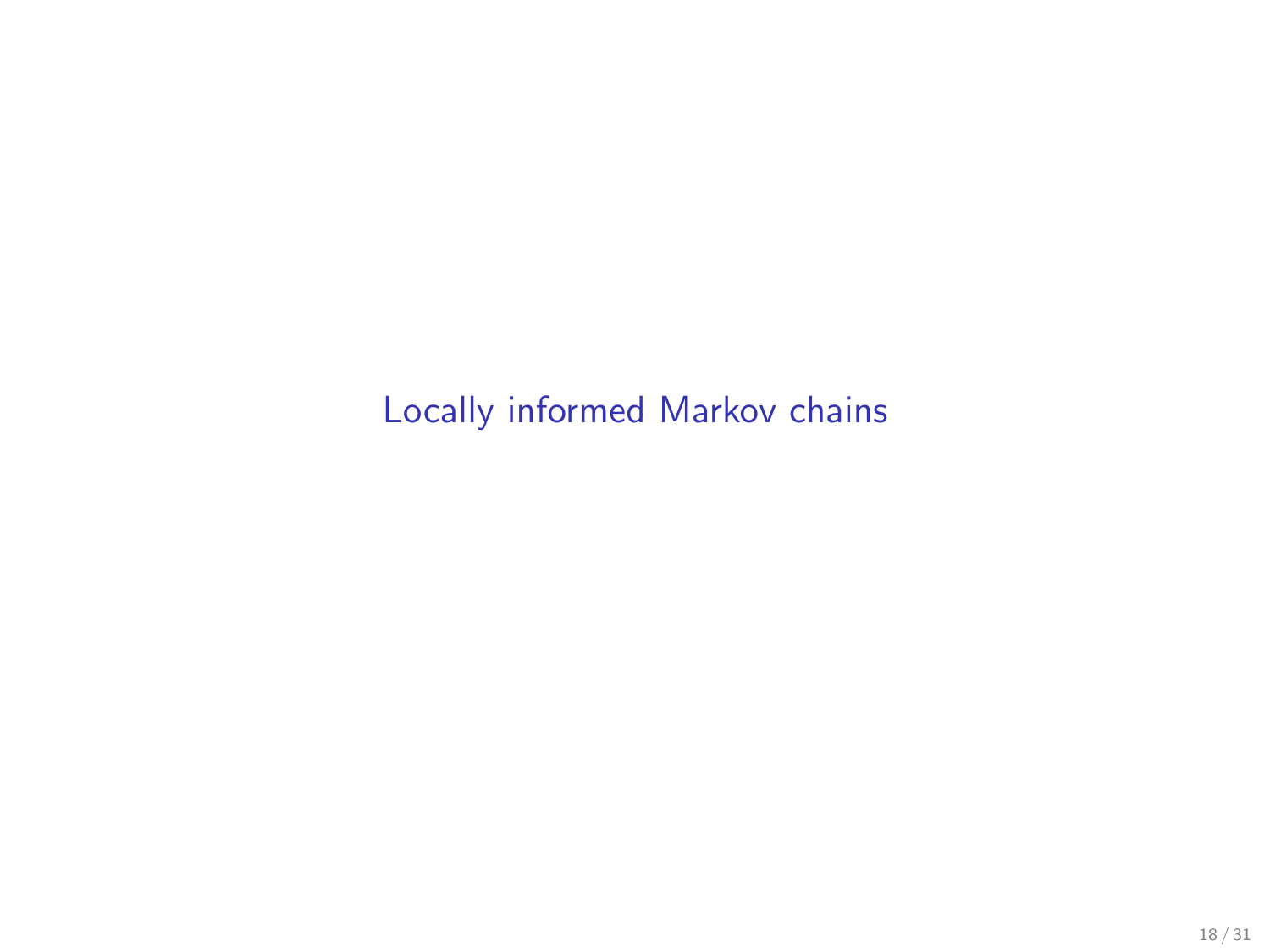# Locally informed Markov chains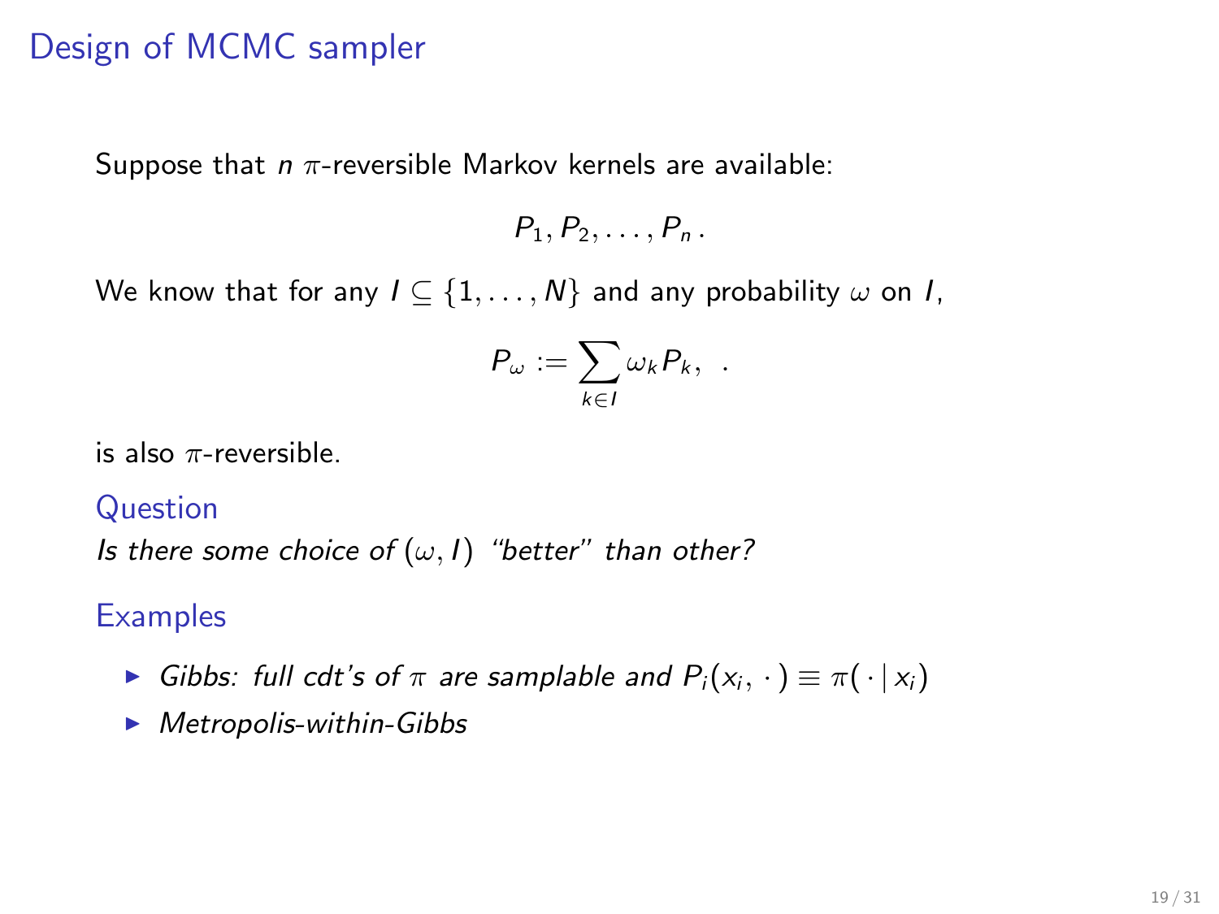# Design of MCMC sampler

Suppose that $n$ $\pi$-reversible Markov kernels are available:

$$P_1, P_2, \ldots, P_n \,.$$

We know that for any $I \subseteq \{1, \ldots, N\}$ and any probability $\omega$ on $I$,

$$P_\omega := \sum_{k \in I} \omega_k P_k, \ \ .$$

is also $\pi$-reversible.

## Question

*Is there some choice of $(\omega, I)$ "better" than other?*

## Examples

- *Gibbs: full cdt's of $\pi$ are samplable and $P_i(x_i, \cdot\,) \equiv \pi(\,\cdot \mid x_i)$*
- *Metropolis-within-Gibbs*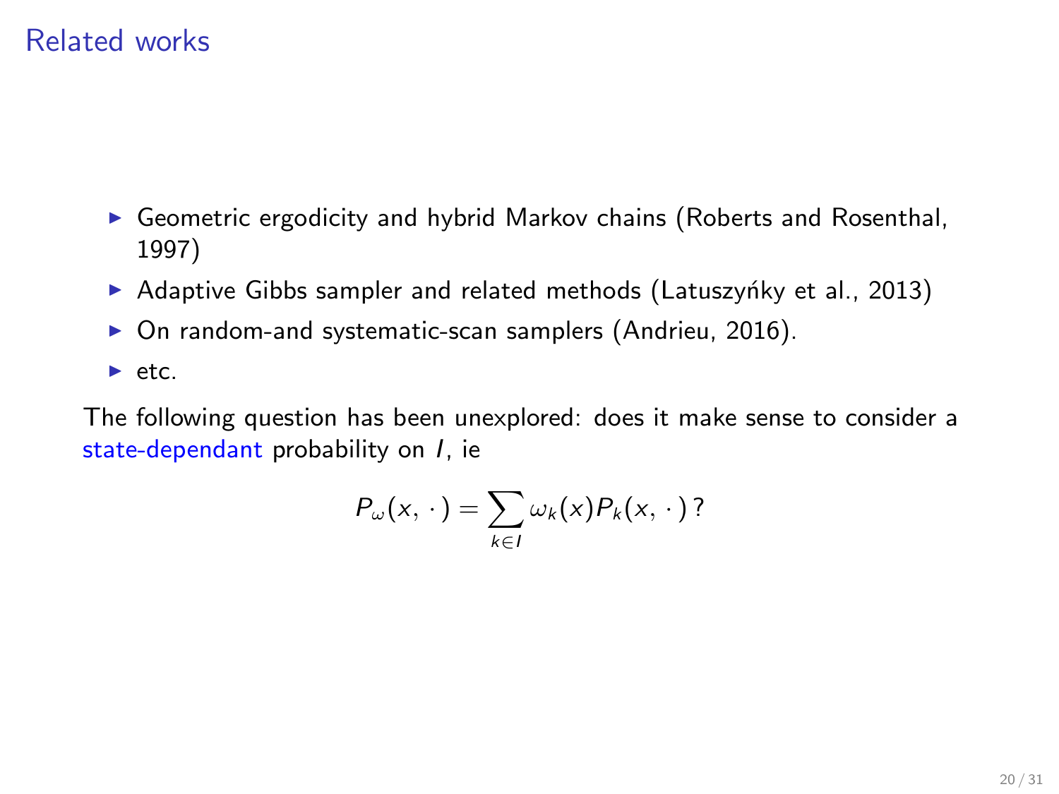# Related works

- Geometric ergodicity and hybrid Markov chains (Roberts and Rosenthal, 1997)
- Adaptive Gibbs sampler and related methods (Latuszyńky et al., 2013)
- On random-and systematic-scan samplers (Andrieu, 2016).
- etc.

The following question has been unexplored: does it make sense to consider a state-dependant probability on $I$, ie

$$P_\omega(x, \cdot) = \sum_{k \in I} \omega_k(x) P_k(x, \cdot)\,?$$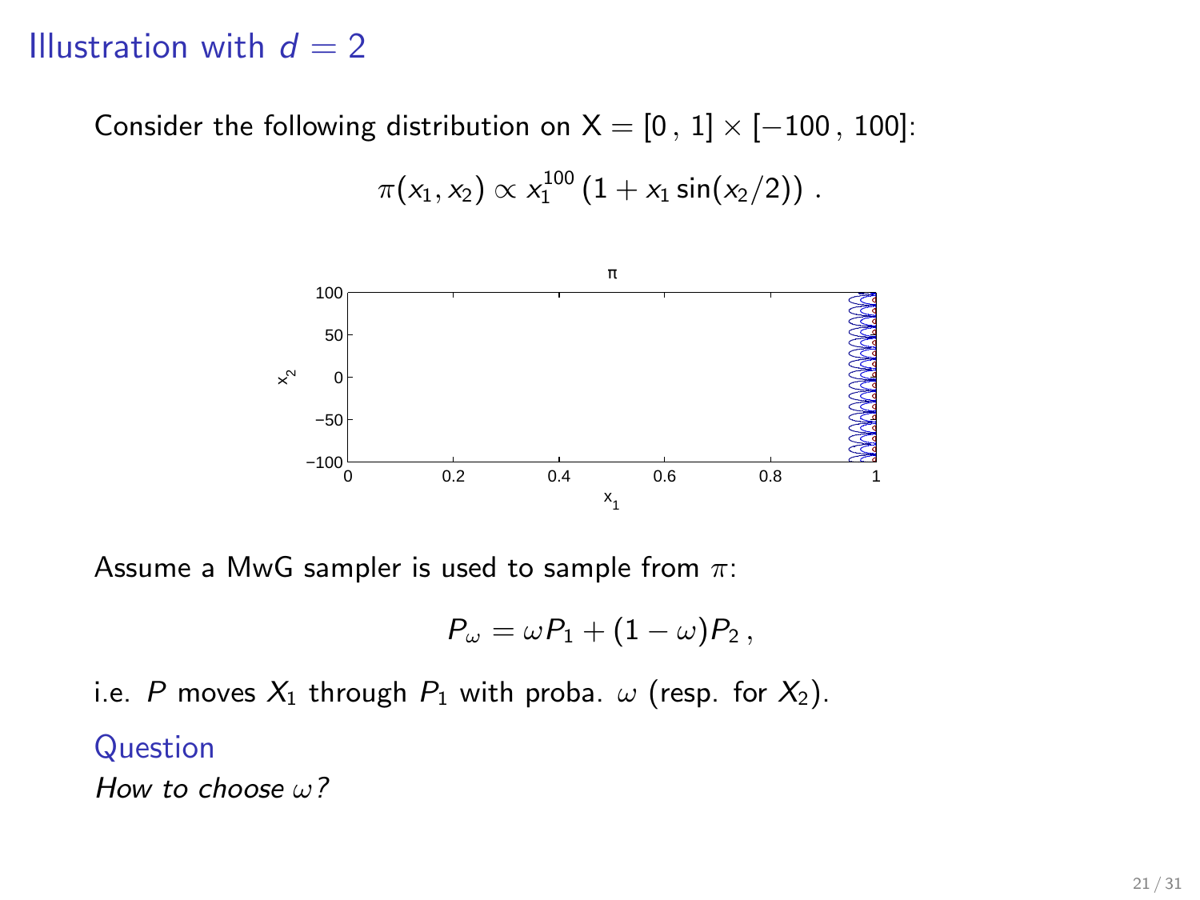# Illustration with $d = 2$

Consider the following distribution on $\mathsf{X} = [0\,,\,1] \times [-100\,,\,100]$:

$$\pi(x_1, x_2) \propto x_1^{100}\left(1 + x_1 \sin(x_2/2)\right)\,.$$

π

100
50
0
−50
−100

$x_2$

0
0.2
0.4
0.6
0.8
1

$x_1$

Assume a MwG sampler is used to sample from $\pi$:

$$P_\omega = \omega P_1 + (1-\omega)P_2\,,$$

i.e. $P$ moves $X_1$ through $P_1$ with proba. $\omega$ (resp. for $X_2$).

## Question

*How to choose $\omega$?*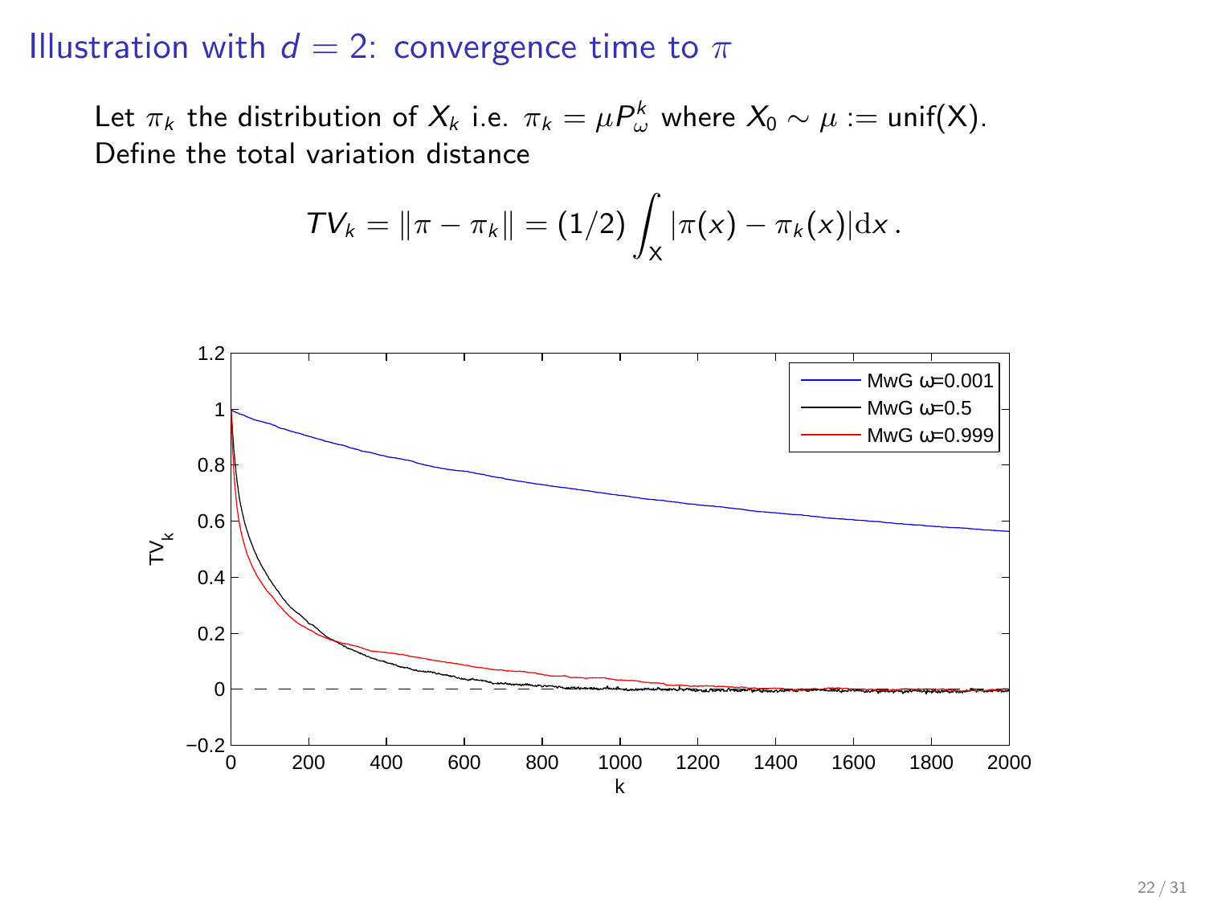## Illustration with $d = 2$: convergence time to $\pi$

Let $\pi_k$ the distribution of $X_k$ i.e. $\pi_k = \mu P_\omega^k$ where $X_0 \sim \mu := \text{unif}(\mathsf{X})$. Define the total variation distance

$$TV_k = \|\pi - \pi_k\| = (1/2) \int_{\mathsf{X}} |\pi(x) - \pi_k(x)| \mathrm{d}x \,.$$

MwG ω=0.001

MwG ω=0.5

MwG ω=0.999

$TV_k$

k

1.2
1
0.8
0.6
0.4
0.2
0
−0.2

0
200
400
600
800
1000
1200
1400
1600
1800
2000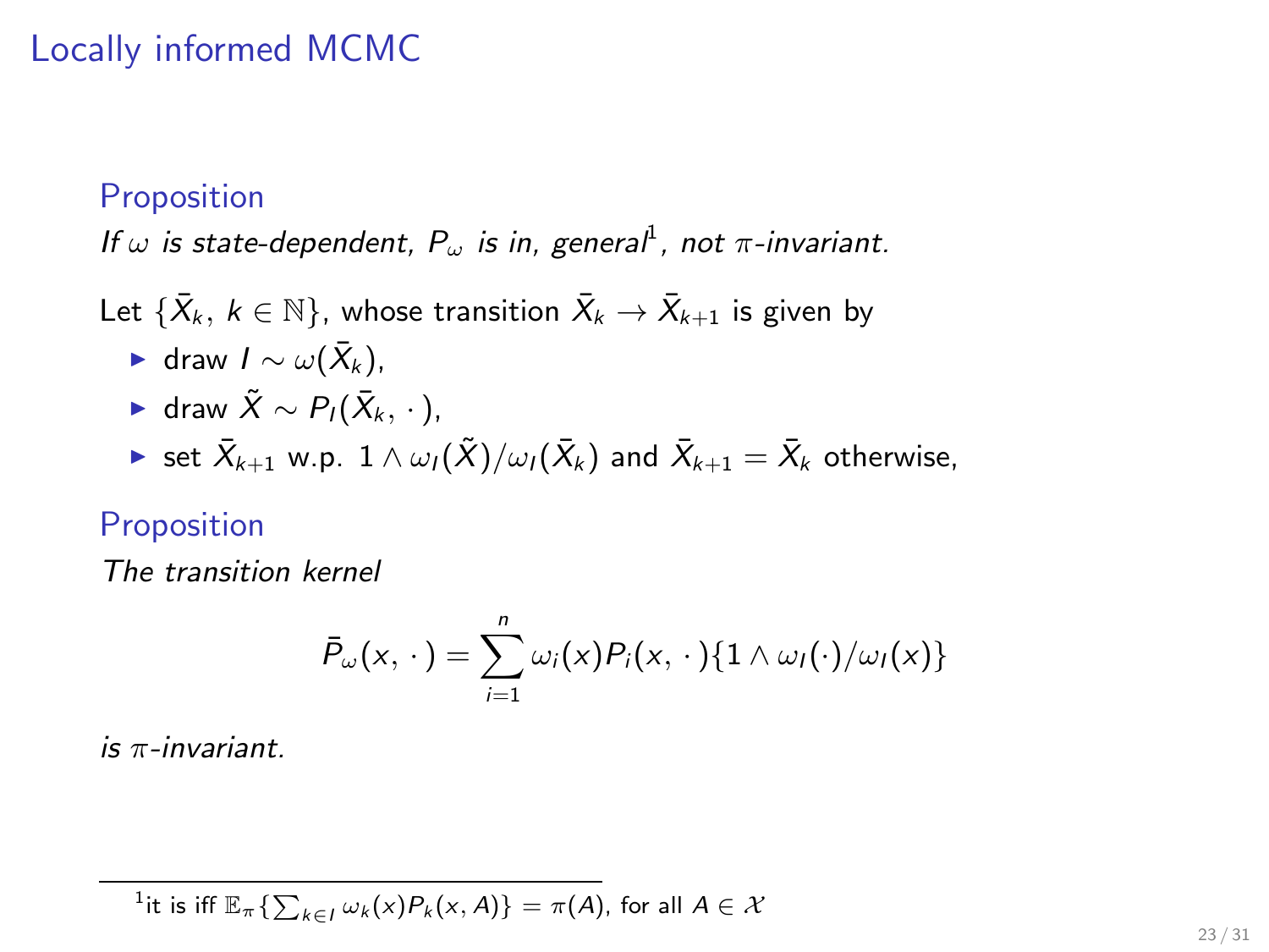# Locally informed MCMC

### Proposition

*If $\omega$ is state-dependent, $P_\omega$ is in, general[1], not $\pi$-invariant.*

Let $\{\bar{X}_k,\, k \in \mathbb{N}\}$, whose transition $\bar{X}_k \to \bar{X}_{k+1}$ is given by

- draw $I \sim \omega(\bar{X}_k)$,
- draw $\tilde{X} \sim P_I(\bar{X}_k, \cdot\,)$,
- set $\bar{X}_{k+1}$ w.p. $1 \wedge \omega_I(\tilde{X})/\omega_I(\bar{X}_k)$ and $\bar{X}_{k+1} = \bar{X}_k$ otherwise,

### Proposition

*The transition kernel*

$$\bar{P}_\omega(x, \cdot\,) = \sum_{i=1}^{n} \omega_i(x) P_i(x, \cdot\,)\{1 \wedge \omega_I(\cdot)/\omega_I(x)\}$$

*is $\pi$-invariant.*

---

[1] it is iff $\mathbb{E}_\pi\{\sum_{k \in I} \omega_k(x) P_k(x, A)\} = \pi(A)$, for all $A \in \mathcal{X}$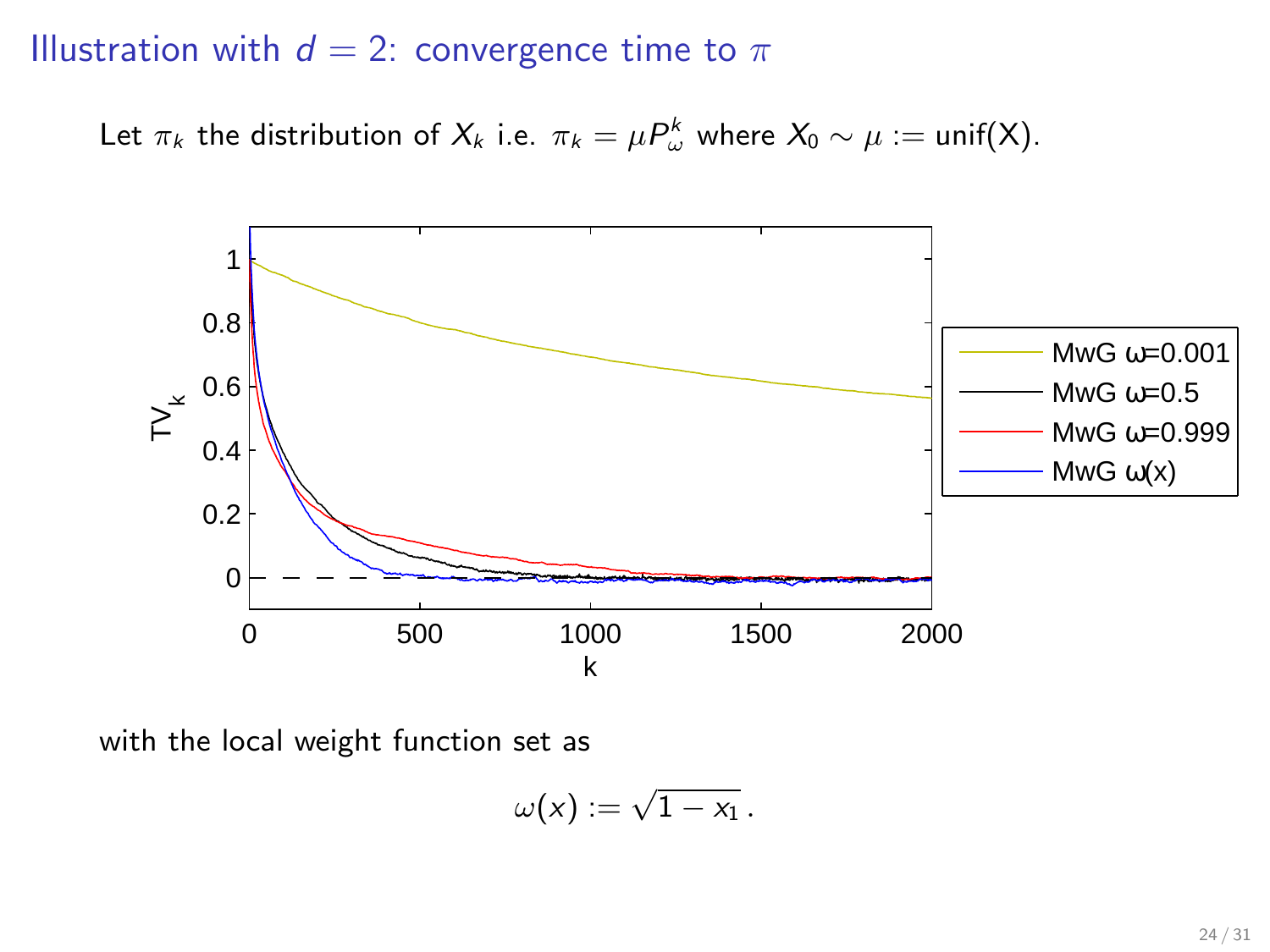# Illustration with $d = 2$: convergence time to $\pi$

Let $\pi_k$ the distribution of $X_k$ i.e. $\pi_k = \mu P_\omega^k$ where $X_0 \sim \mu := \text{unif}(\mathsf{X})$.

TV_k

1
0.8
0.6
0.4
0.2
0

0
500
1000
1500
2000

k

MwG ω=0.001
MwG ω=0.5
MwG ω=0.999
MwG ω(x)

with the local weight function set as

$$\omega(x) := \sqrt{1 - x_1}\,.$$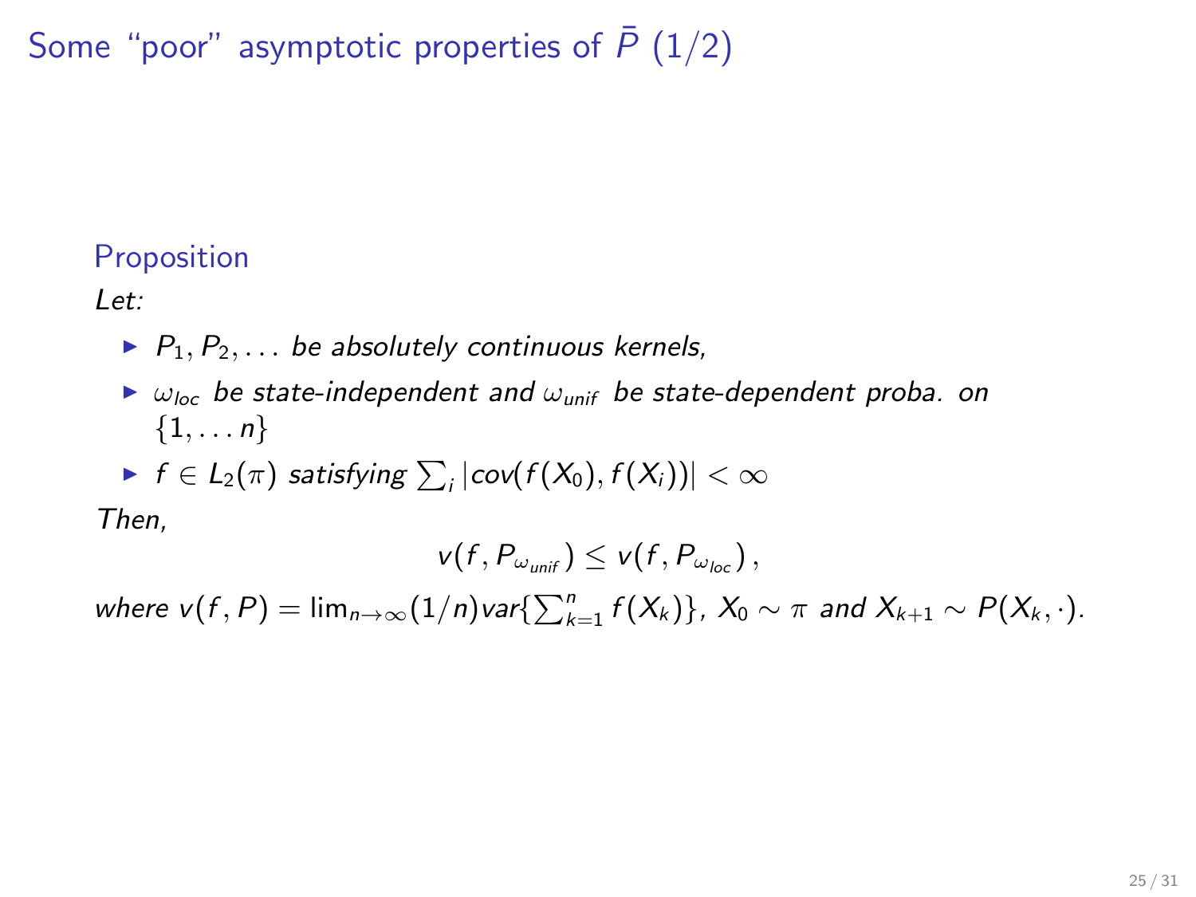# Some "poor" asymptotic properties of $\bar{P}$ (1/2)

### Proposition

*Let:*

- $P_1, P_2, \ldots$ *be absolutely continuous kernels,*
- $\omega_{loc}$ *be state-independent and* $\omega_{unif}$ *be state-dependent proba. on* $\{1, \ldots n\}$
- $f \in L_2(\pi)$ *satisfying* $\sum_i |cov(f(X_0), f(X_i))| < \infty$

*Then,*

$$v(f, P_{\omega_{unif}}) \leq v(f, P_{\omega_{loc}}) \,,$$

*where* $v(f, P) = \lim_{n\to\infty}(1/n)var\{\sum_{k=1}^{n} f(X_k)\}$, $X_0 \sim \pi$ *and* $X_{k+1} \sim P(X_k, \cdot)$.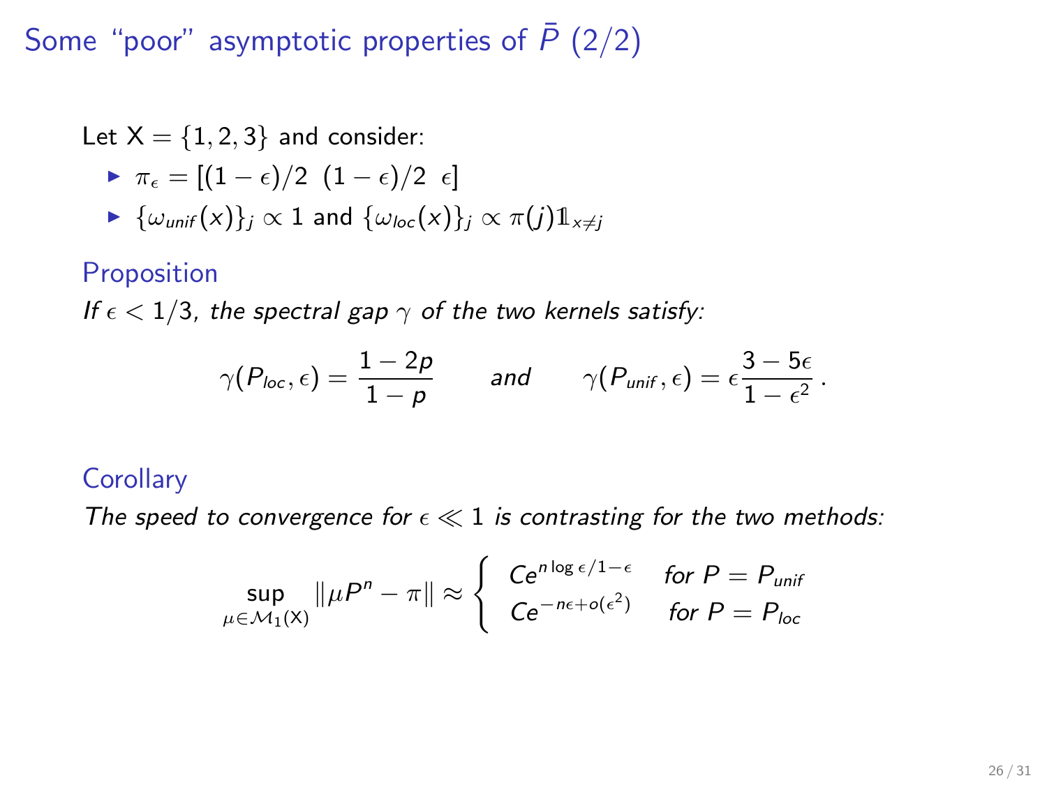# Some "poor" asymptotic properties of $\bar{P}$ (2/2)

Let $\mathsf{X} = \{1, 2, 3\}$ and consider:

- $\pi_\epsilon = [(1-\epsilon)/2 \;\; (1-\epsilon)/2 \;\; \epsilon]$
- $\{\omega_{unif}(x)\}_j \propto 1$ and $\{\omega_{loc}(x)\}_j \propto \pi(j)\mathbb{1}_{x \neq j}$

### Proposition

*If $\epsilon < 1/3$, the spectral gap $\gamma$ of the two kernels satisfy:*

$$\gamma(P_{loc}, \epsilon) = \frac{1-2p}{1-p} \qquad \textit{and} \qquad \gamma(P_{unif}, \epsilon) = \epsilon \frac{3-5\epsilon}{1-\epsilon^2}\,.$$

### Corollary

*The speed to convergence for $\epsilon \ll 1$ is contrasting for the two methods:*

$$\sup_{\mu \in \mathcal{M}_1(\mathsf{X})} \|\mu P^n - \pi\| \approx \begin{cases} Ce^{n \log \epsilon / 1-\epsilon} & \textit{for } P = P_{unif} \\ Ce^{-n\epsilon + o(\epsilon^2)} & \textit{for } P = P_{loc} \end{cases}$$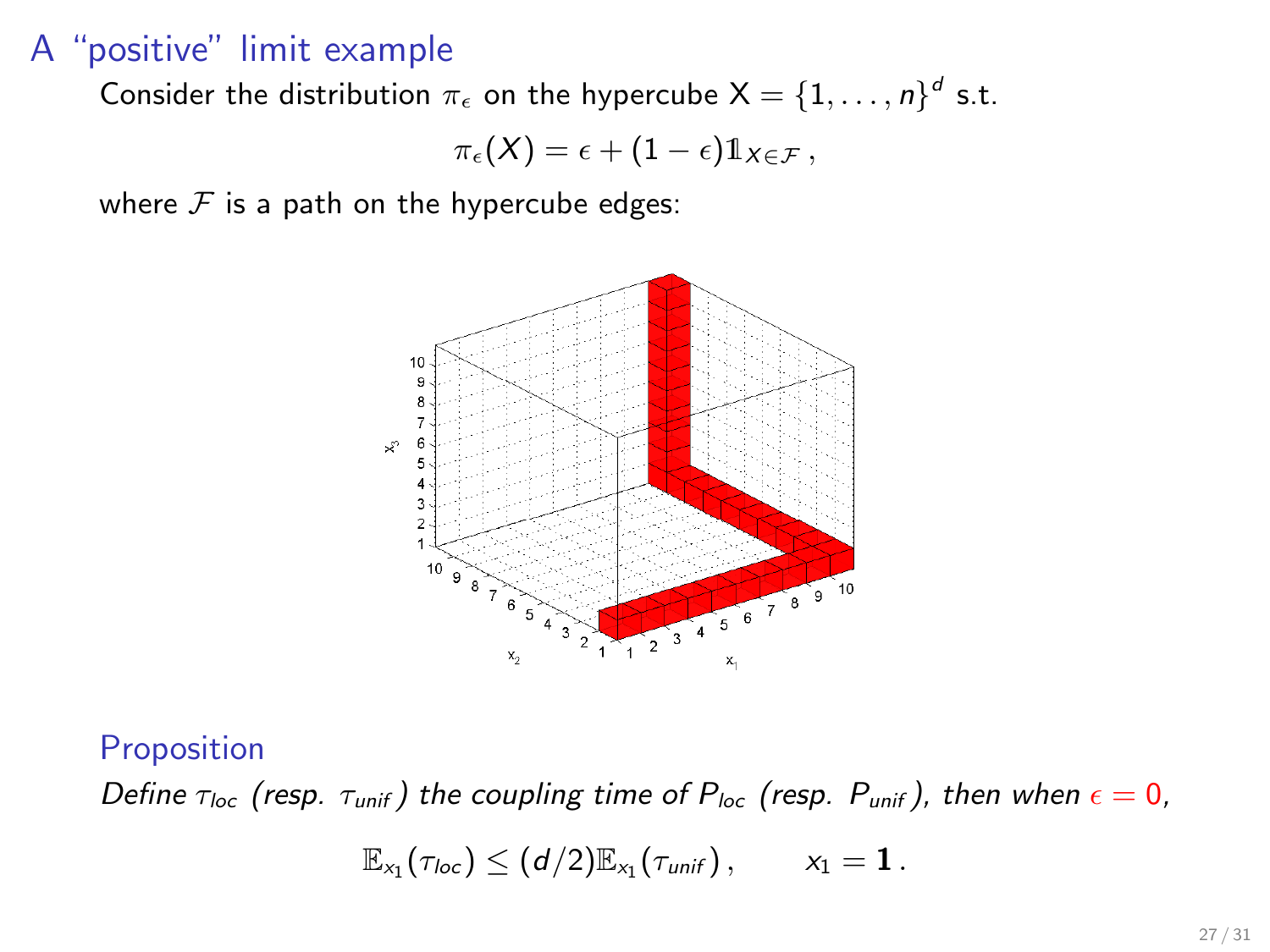## A “positive” limit example

Consider the distribution $\pi_\epsilon$ on the hypercube $\mathsf{X} = \{1, \ldots, n\}^d$ s.t.

$$\pi_\epsilon(X) = \epsilon + (1-\epsilon)\mathbb{1}_{X \in \mathcal{F}}\,,$$

where $\mathcal{F}$ is a path on the hypercube edges:

10
9
8
7
6
5
4
3
2
1
$x_3$
10 9 8 7 6 5 4 3 2 1
$x_2$
1 2 3 4 5 6 7 8 9 10
$x_1$

### Proposition

*Define $\tau_{loc}$ (resp. $\tau_{unif}$) the coupling time of $P_{loc}$ (resp. $P_{unif}$), then when $\epsilon = 0$,*

$$\mathbb{E}_{x_1}(\tau_{loc}) \leq (d/2)\mathbb{E}_{x_1}(\tau_{unif})\,, \qquad x_1 = \mathbf{1}\,.$$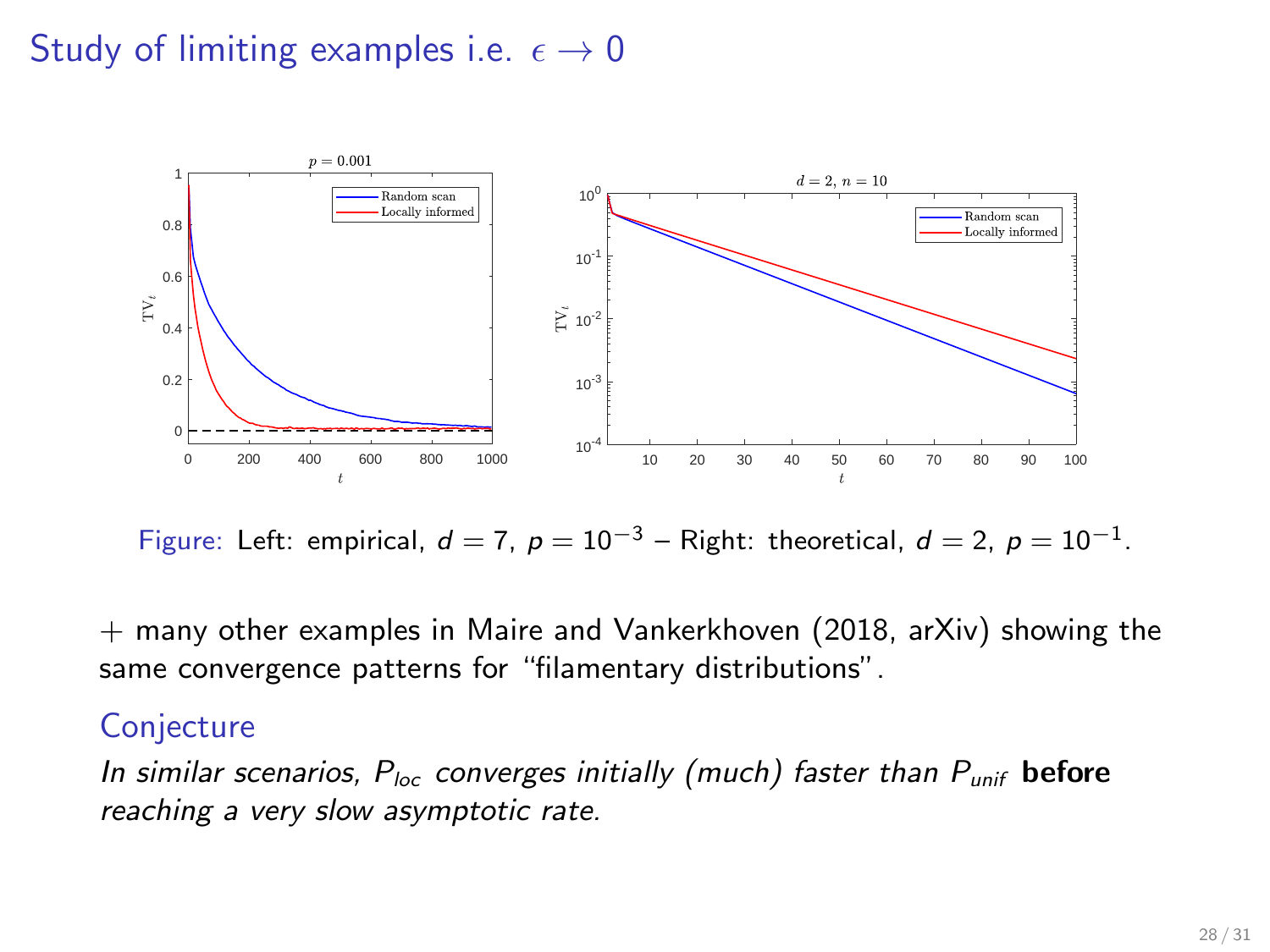# Study of limiting examples i.e. $\epsilon \to 0$

$p = 0.001$

Random scan
Locally informed

$\mathrm{TV}_t$

1
0.8
0.6
0.4
0.2
0

0 200 400 600 800 1000

$t$

$d = 2$, $n = 10$

Random scan
Locally informed

$\mathrm{TV}_t$

$10^0$
$10^{-1}$
$10^{-2}$
$10^{-3}$
$10^{-4}$

10 20 30 40 50 60 70 80 90 100

$t$

Figure: Left: empirical, $d = 7$, $p = 10^{-3}$ – Right: theoretical, $d = 2$, $p = 10^{-1}$.

+ many other examples in Maire and Vankerkhoven (2018, arXiv) showing the same convergence patterns for "filamentary distributions".

## Conjecture

*In similar scenarios, $P_{loc}$ converges initially (much) faster than $P_{unif}$* **before** *reaching a very slow asymptotic rate.*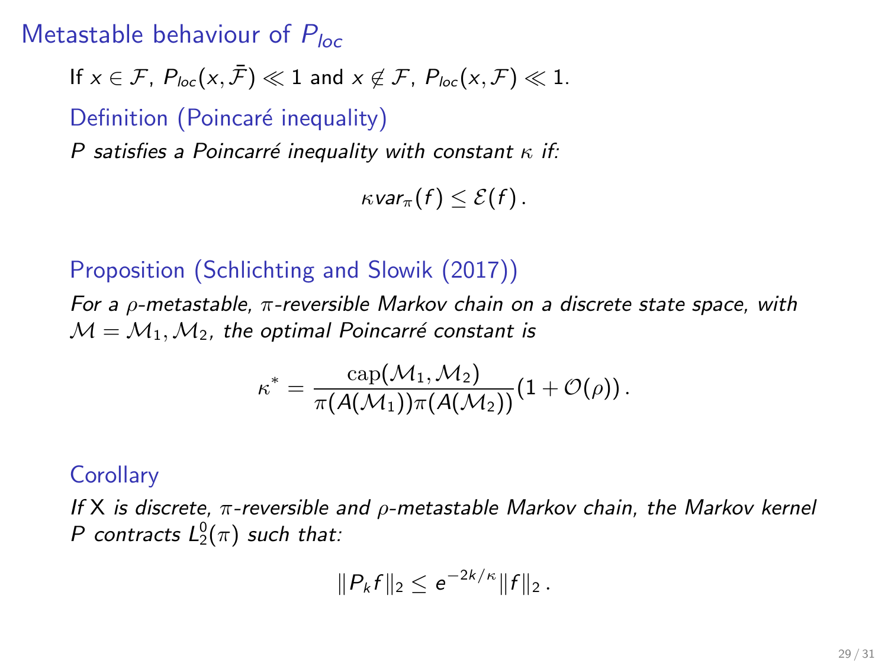# Metastable behaviour of $P_{loc}$

If $x \in \mathcal{F}$, $P_{loc}(x, \bar{\mathcal{F}}) \ll 1$ and $x \notin \mathcal{F}$, $P_{loc}(x, \mathcal{F}) \ll 1$.

**Definition (Poincaré inequality)**

*P satisfies a Poincarré inequality with constant $\kappa$ if:*

$$\kappa var_{\pi}(f) \leq \mathcal{E}(f) .$$

**Proposition (Schlichting and Slowik (2017))**

*For a $\rho$-metastable, $\pi$-reversible Markov chain on a discrete state space, with $\mathcal{M} = \mathcal{M}_1, \mathcal{M}_2$, the optimal Poincarré constant is*

$$\kappa^* = \frac{\mathrm{cap}(\mathcal{M}_1, \mathcal{M}_2)}{\pi(A(\mathcal{M}_1))\pi(A(\mathcal{M}_2))}(1 + \mathcal{O}(\rho)) .$$

**Corollary**

*If X is discrete, $\pi$-reversible and $\rho$-metastable Markov chain, the Markov kernel P contracts $L_2^0(\pi)$ such that:*

$$\|P_k f\|_2 \leq e^{-2k/\kappa}\|f\|_2 .$$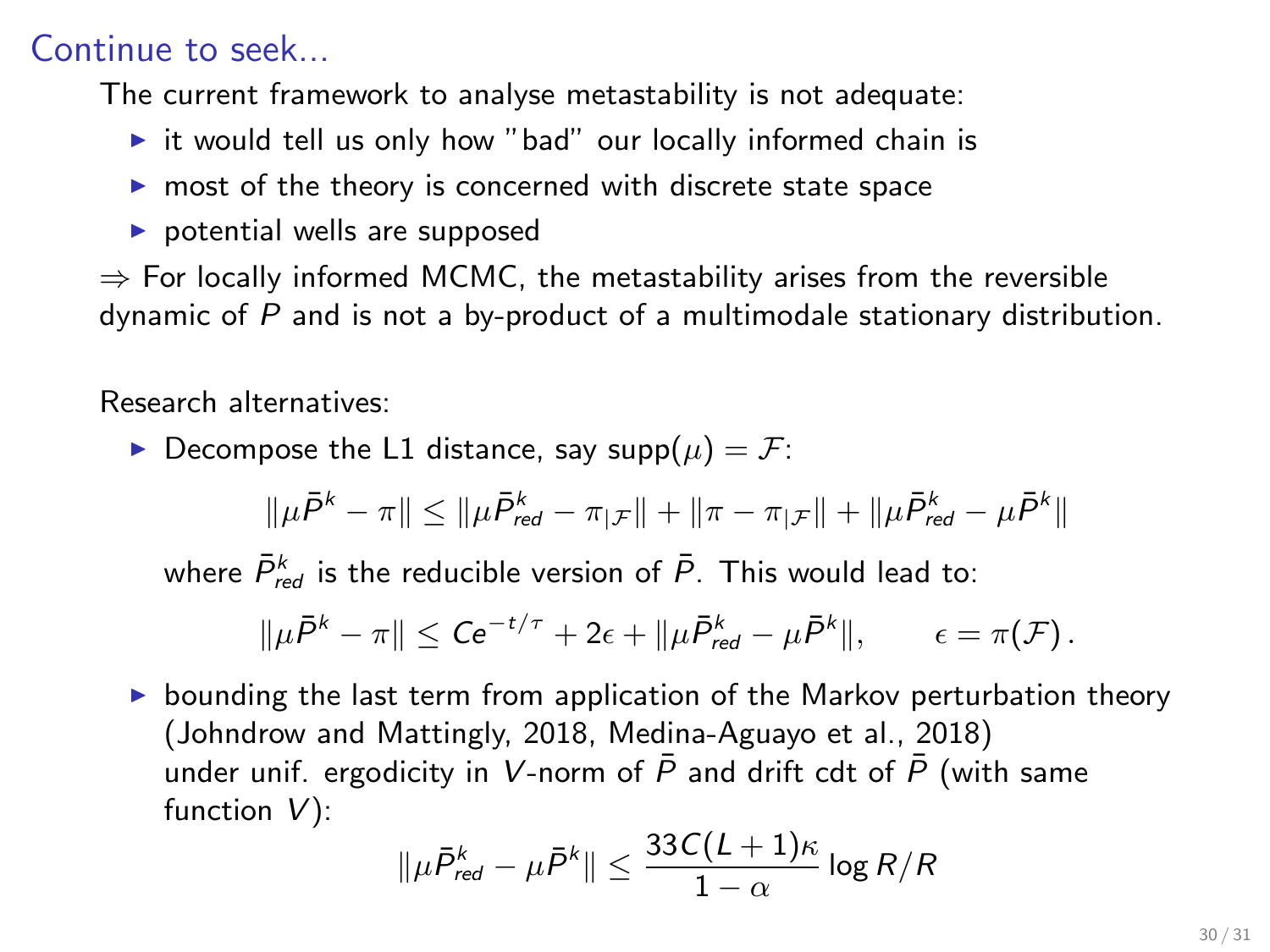## Continue to seek...

The current framework to analyse metastability is not adequate:

- it would tell us only how "bad" our locally informed chain is
- most of the theory is concerned with discrete state space
- potential wells are supposed

$\Rightarrow$ For locally informed MCMC, the metastability arises from the reversible dynamic of $P$ and is not a by-product of a multimodale stationary distribution.

Research alternatives:

- Decompose the L1 distance, say $\text{supp}(\mu) = \mathcal{F}$:

$$\|\mu \bar{P}^k - \pi\| \leq \|\mu \bar{P}^k_{red} - \pi_{|\mathcal{F}}\| + \|\pi - \pi_{|\mathcal{F}}\| + \|\mu \bar{P}^k_{red} - \mu \bar{P}^k\|$$

  where $\bar{P}^k_{red}$ is the reducible version of $\bar{P}$. This would lead to:

$$\|\mu \bar{P}^k - \pi\| \leq C e^{-t/\tau} + 2\epsilon + \|\mu \bar{P}^k_{red} - \mu \bar{P}^k\|, \qquad \epsilon = \pi(\mathcal{F})\,.$$

- bounding the last term from application of the Markov perturbation theory (Johndrow and Mattingly, 2018, Medina-Aguayo et al., 2018) under unif. ergodicity in $V$-norm of $\bar{P}$ and drift cdt of $\bar{P}$ (with same function $V$):

$$\|\mu \bar{P}^k_{red} - \mu \bar{P}^k\| \leq \frac{33C(L+1)\kappa}{1-\alpha} \log R/R$$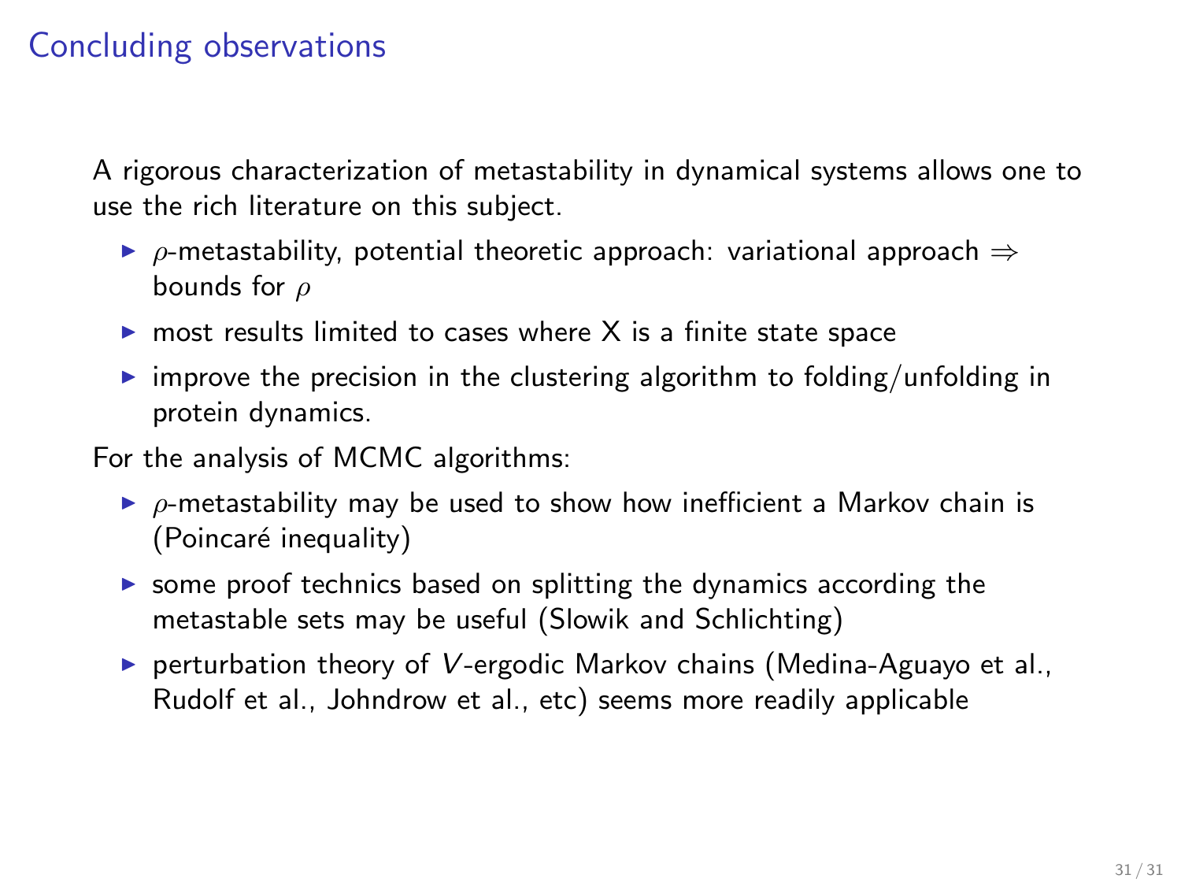## Concluding observations

A rigorous characterization of metastability in dynamical systems allows one to use the rich literature on this subject.

- $\rho$-metastability, potential theoretic approach: variational approach $\Rightarrow$ bounds for $\rho$
- most results limited to cases where X is a finite state space
- improve the precision in the clustering algorithm to folding/unfolding in protein dynamics.

For the analysis of MCMC algorithms:

- $\rho$-metastability may be used to show how inefficient a Markov chain is (Poincaré inequality)
- some proof technics based on splitting the dynamics according the metastable sets may be useful (Slowik and Schlichting)
- perturbation theory of $V$-ergodic Markov chains (Medina-Aguayo et al., Rudolf et al., Johndrow et al., etc) seems more readily applicable